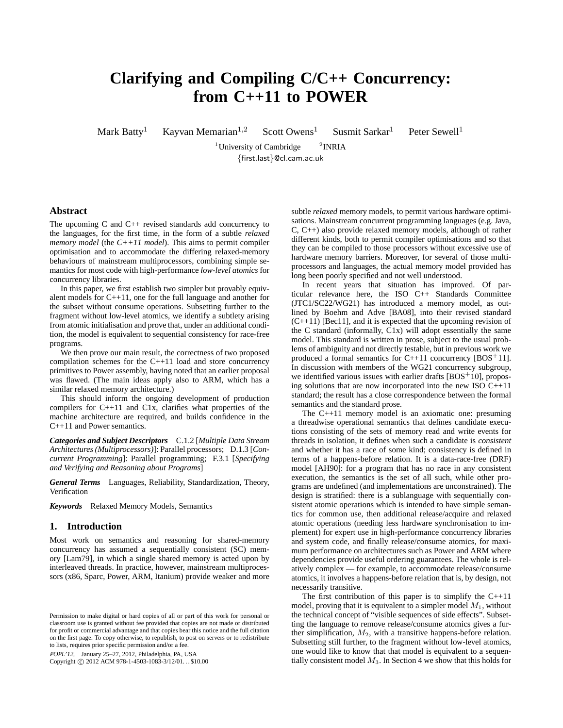# Clarifying and Compiling C/C++ Concurrency: from C++11 to POWER

Mark Batty[1] Kayvan Memarian[1,2] Scott Owens[1] Susmit Sarkar[1] Peter Sewell[1]

[1]University of Cambridge [2]INRIA

{first.last}@cl.cam.ac.uk

## Abstract

The upcoming C and C++ revised standards add concurrency to the languages, for the first time, in the form of a subtle *relaxed memory model* (the *C++11 model*). This aims to permit compiler optimisation and to accommodate the differing relaxed-memory behaviours of mainstream multiprocessors, combining simple semantics for most code with high-performance *low-level atomics* for concurrency libraries.

In this paper, we first establish two simpler but provably equivalent models for C++11, one for the full language and another for the subset without consume operations. Subsetting further to the fragment without low-level atomics, we identify a subtlety arising from atomic initialisation and prove that, under an additional condition, the model is equivalent to sequential consistency for race-free programs.

We then prove our main result, the correctness of two proposed compilation schemes for the C++11 load and store concurrency primitives to Power assembly, having noted that an earlier proposal was flawed. (The main ideas apply also to ARM, which has a similar relaxed memory architecture.)

This should inform the ongoing development of production compilers for C++11 and C1x, clarifies what properties of the machine architecture are required, and builds confidence in the C++11 and Power semantics.

***Categories and Subject Descriptors*** C.1.2 [*Multiple Data Stream Architectures (Multiprocessors)*]: Parallel processors; D.1.3 [*Concurrent Programming*]: Parallel programming; F.3.1 [*Specifying and Verifying and Reasoning about Programs*]

***General Terms*** Languages, Reliability, Standardization, Theory, Verification

***Keywords*** Relaxed Memory Models, Semantics

## 1. Introduction

Most work on semantics and reasoning for shared-memory concurrency has assumed a sequentially consistent (SC) memory [Lam79], in which a single shared memory is acted upon by interleaved threads. In practice, however, mainstream multiprocessors (x86, Sparc, Power, ARM, Itanium) provide weaker and more subtle *relaxed* memory models, to permit various hardware optimisations. Mainstream concurrent programming languages (e.g. Java, C, C++) also provide relaxed memory models, although of rather different kinds, both to permit compiler optimisations and so that they can be compiled to those processors without excessive use of hardware memory barriers. Moreover, for several of those multiprocessors and languages, the actual memory model provided has long been poorly specified and not well understood.

In recent years that situation has improved. Of particular relevance here, the ISO C++ Standards Committee (JTC1/SC22/WG21) has introduced a memory model, as outlined by Boehm and Adve [BA08], into their revised standard (C++11) [Bec11], and it is expected that the upcoming revision of the C standard (informally, C1x) will adopt essentially the same model. This standard is written in prose, subject to the usual problems of ambiguity and not directly testable, but in previous work we produced a formal semantics for C++11 concurrency [BOS+11]. In discussion with members of the WG21 concurrency subgroup, we identified various issues with earlier drafts [BOS+10], proposing solutions that are now incorporated into the new ISO C++11 standard; the result has a close correspondence between the formal semantics and the standard prose.

The C++11 memory model is an axiomatic one: presuming a threadwise operational semantics that defines candidate executions consisting of the sets of memory read and write events for threads in isolation, it defines when such a candidate is *consistent* and whether it has a race of some kind; consistency is defined in terms of a happens-before relation. It is a data-race-free (DRF) model [AH90]: for a program that has no race in any consistent execution, the semantics is the set of all such, while other programs are undefined (and implementations are unconstrained). The design is stratified: there is a sublanguage with sequentially consistent atomic operations which is intended to have simple semantics for common use, then additional release/acquire and relaxed atomic operations (needing less hardware synchronisation to implement) for expert use in high-performance concurrency libraries and system code, and finally release/consume atomics, for maximum performance on architectures such as Power and ARM where dependencies provide useful ordering guarantees. The whole is relatively complex — for example, to accommodate release/consume atomics, it involves a happens-before relation that is, by design, not necessarily transitive.

The first contribution of this paper is to simplify the C++11 model, proving that it is equivalent to a simpler model $M_1$, without the technical concept of "visible sequences of side effects". Subsetting the language to remove release/consume atomics gives a further simplification, $M_2$, with a transitive happens-before relation. Subsetting still further, to the fragment without low-level atomics, one would like to know that that model is equivalent to a sequentially consistent model $M_3$. In Section 4 we show that this holds for

Permission to make digital or hard copies of all or part of this work for personal or classroom use is granted without fee provided that copies are not made or distributed for profit or commercial advantage and that copies bear this notice and the full citation on the first page. To copy otherwise, to republish, to post on servers or to redistribute to lists, requires prior specific permission and/or a fee.

*POPL'12,* January 25–27, 2012, Philadelphia, PA, USA
Copyright © 2012 ACM 978-1-4503-1083-3/12/01...$10.00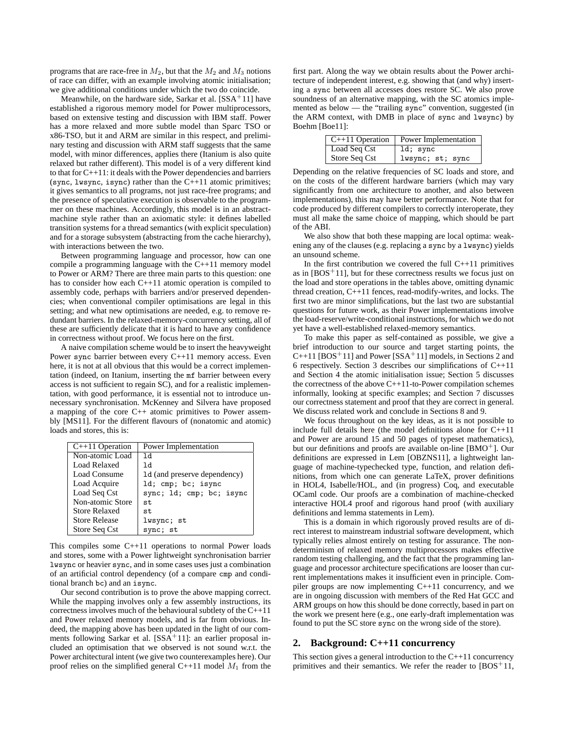programs that are race-free in $M_2$, but that the $M_2$ and $M_3$ notions of race can differ, with an example involving atomic initialisation; we give additional conditions under which the two do coincide.

Meanwhile, on the hardware side, Sarkar et al. [SSA+11] have established a rigorous memory model for Power multiprocessors, based on extensive testing and discussion with IBM staff. Power has a more relaxed and more subtle model than Sparc TSO or x86-TSO, but it and ARM are similar in this respect, and preliminary testing and discussion with ARM staff suggests that the same model, with minor differences, applies there (Itanium is also quite relaxed but rather different). This model is of a very different kind to that for C++11: it deals with the Power dependencies and barriers (`sync`, `lwsync`, `isync`) rather than the C++11 atomic primitives; it gives semantics to all programs, not just race-free programs; and the presence of speculative execution is observable to the programmer on these machines. Accordingly, this model is in an abstract-machine style rather than an axiomatic style: it defines labelled transition systems for a thread semantics (with explicit speculation) and for a storage subsystem (abstracting from the cache hierarchy), with interactions between the two.

Between programming language and processor, how can one compile a programming language with the C++11 memory model to Power or ARM? There are three main parts to this question: one has to consider how each C++11 atomic operation is compiled to assembly code, perhaps with barriers and/or preserved dependencies; when conventional compiler optimisations are legal in this setting; and what new optimisations are needed, e.g. to remove redundant barriers. In the relaxed-memory-concurrency setting, all of these are sufficiently delicate that it is hard to have any confidence in correctness without proof. We focus here on the first.

A naive compilation scheme would be to insert the heavyweight Power `sync` barrier between every C++11 memory access. Even here, it is not at all obvious that this would be a correct implementation (indeed, on Itanium, inserting the `mf` barrier between every access is not sufficient to regain SC), and for a realistic implementation, with good performance, it is essential not to introduce unnecessary synchronisation. McKenney and Silvera have proposed a mapping of the core C++ atomic primitives to Power assembly [MS11]. For the different flavours of (nonatomic and atomic) loads and stores, this is:

| C++11 Operation | Power Implementation |
|---|---|
| Non-atomic Load | `ld` |
| Load Relaxed | `ld` |
| Load Consume | `ld` (and preserve dependency) |
| Load Acquire | `ld; cmp; bc; isync` |
| Load Seq Cst | `sync; ld; cmp; bc; isync` |
| Non-atomic Store | `st` |
| Store Relaxed | `st` |
| Store Release | `lwsync; st` |
| Store Seq Cst | `sync; st` |

This compiles some C++11 operations to normal Power loads and stores, some with a Power lightweight synchronisation barrier `lwsync` or heavier `sync`, and in some cases uses just a combination of an artificial control dependency (of a compare `cmp` and conditional branch `bc`) and an `isync`.

Our second contribution is to prove the above mapping correct. While the mapping involves only a few assembly instructions, its correctness involves much of the behavioural subtlety of the C++11 and Power relaxed memory models, and is far from obvious. Indeed, the mapping above has been updated in the light of our comments following Sarkar et al. [SSA+11]: an earlier proposal included an optimisation that we observed is not sound w.r.t. the Power architectural intent (we give two counterexamples here). Our proof relies on the simplified general C++11 model $M_1$ from the first part. Along the way we obtain results about the Power architecture of independent interest, e.g. showing that (and why) inserting a `sync` between all accesses does restore SC. We also prove soundness of an alternative mapping, with the SC atomics implemented as below — the "trailing `sync`" convention, suggested (in the ARM context, with DMB in place of `sync` and `lwsync`) by Boehm [Boe11]:

| C++11 Operation | Power Implementation |
|---|---|
| Load Seq Cst | `ld; sync` |
| Store Seq Cst | `lwsync; st; sync` |

Depending on the relative frequencies of SC loads and store, and on the costs of the different hardware barriers (which may vary significantly from one architecture to another, and also between implementations), this may have better performance. Note that for code produced by different compilers to correctly interoperate, they must all make the same choice of mapping, which should be part of the ABI.

We also show that both these mapping are local optima: weakening any of the clauses (e.g. replacing a `sync` by a `lwsync`) yields an unsound scheme.

In the first contribution we covered the full C++11 primitives as in [BOS+11], but for these correctness results we focus just on the load and store operations in the tables above, omitting dynamic thread creation, C++11 fences, read-modify-writes, and locks. The first two are minor simplifications, but the last two are substantial questions for future work, as their Power implementations involve the load-reserve/write-conditional instructions, for which we do not yet have a well-established relaxed-memory semantics.

To make this paper as self-contained as possible, we give a brief introduction to our source and target starting points, the C++11 [BOS+11] and Power [SSA+11] models, in Sections 2 and 6 respectively. Section 3 describes our simplifications of C++11 and Section 4 the atomic initialisation issue; Section 5 discusses the correctness of the above C++11-to-Power compilation schemes informally, looking at specific examples; and Section 7 discusses our correctness statement and proof that they are correct in general. We discuss related work and conclude in Sections 8 and 9.

We focus throughout on the key ideas, as it is not possible to include full details here (the model definitions alone for C++11 and Power are around 15 and 50 pages of typeset mathematics), but our definitions and proofs are available on-line [BMO+]. Our definitions are expressed in Lem [OBZNS11], a lightweight language of machine-typechecked type, function, and relation definitions, from which one can generate LaTeX, prover definitions in HOL4, Isabelle/HOL, and (in progress) Coq, and executable OCaml code. Our proofs are a combination of machine-checked interactive HOL4 proof and rigorous hand proof (with auxiliary definitions and lemma statements in Lem).

This is a domain in which rigorously proved results are of direct interest to mainstream industrial software development, which typically relies almost entirely on testing for assurance. The nondeterminism of relaxed memory multiprocessors makes effective random testing challenging, and the fact that the programming language and processor architecture specifications are looser than current implementations makes it insufficient even in principle. Compiler groups are now implementing C++11 concurrency, and we are in ongoing discussion with members of the Red Hat GCC and ARM groups on how this should be done correctly, based in part on the work we present here (e.g., one early-draft implementation was found to put the SC store `sync` on the wrong side of the store).

## 2. Background: C++11 concurrency

This section gives a general introduction to the C++11 concurrency primitives and their semantics. We refer the reader to [BOS+11,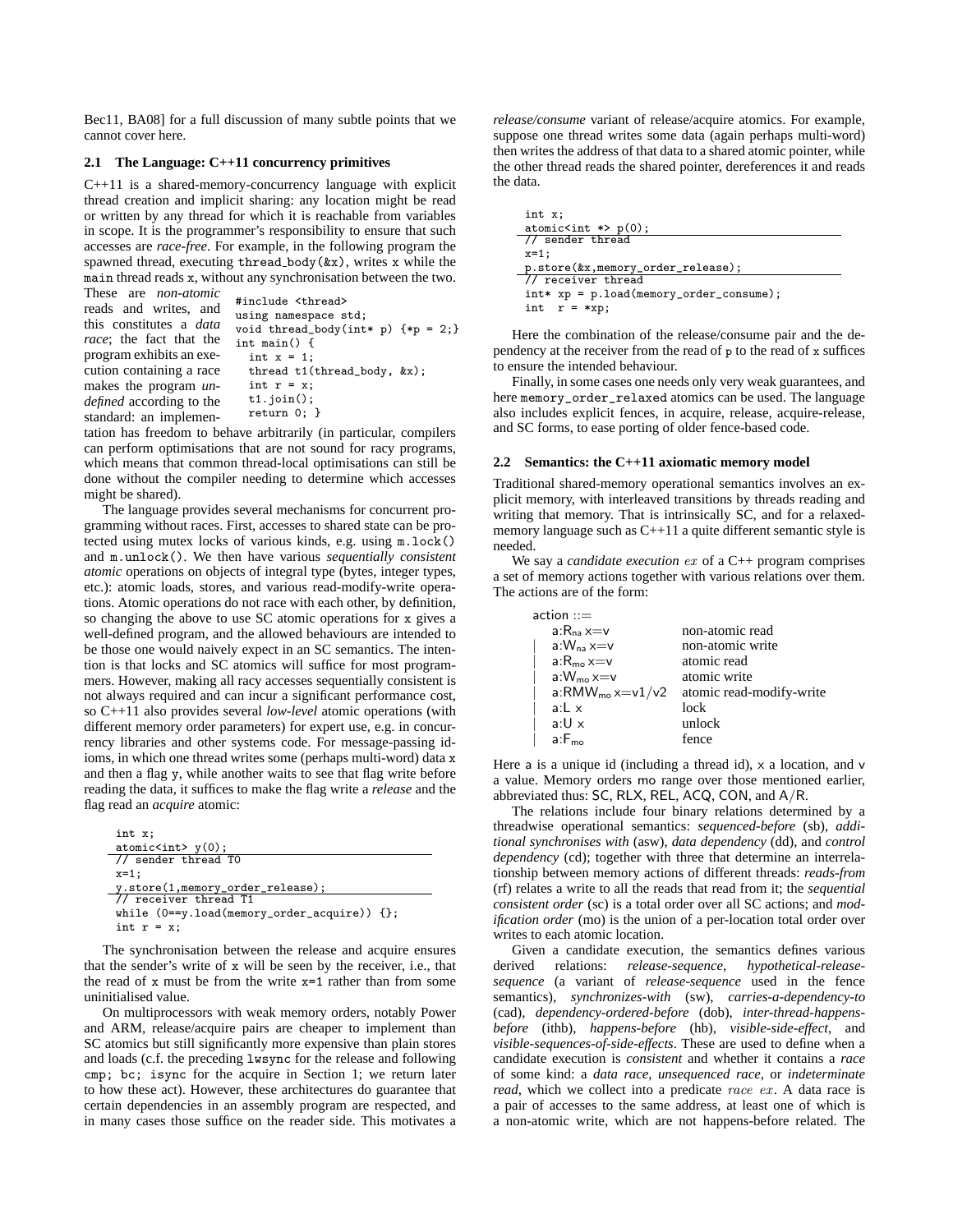Bec11, BA08] for a full discussion of many subtle points that we cannot cover here.

### 2.1 The Language: C++11 concurrency primitives

C++11 is a shared-memory-concurrency language with explicit thread creation and implicit sharing: any location might be read or written by any thread for which it is reachable from variables in scope. It is the programmer's responsibility to ensure that such accesses are *race-free*. For example, in the following program the spawned thread, executing `thread_body(&x)`, writes `x` while the `main` thread reads `x`, without any synchronisation between the two. These are *non-atomic* reads and writes, and this constitutes a *data race*; the fact that the program exhibits an execution containing a race makes the program *undefined* according to the standard: an implementation has freedom to behave arbitrarily (in particular, compilers can perform optimisations that are not sound for racy programs, which means that common thread-local optimisations can still be done without the compiler needing to determine which accesses might be shared).

```
#include <thread>
using namespace std;
void thread_body(int* p) {*p = 2;}
int main() {
  int x = 1;
  thread t1(thread_body, &x);
  int r = x;
  t1.join();
  return 0; }
```

The language provides several mechanisms for concurrent programming without races. First, accesses to shared state can be protected using mutex locks of various kinds, e.g. using `m.lock()` and `m.unlock()`. We then have various *sequentially consistent atomic* operations on objects of integral type (bytes, integer types, etc.): atomic loads, stores, and various read-modify-write operations. Atomic operations do not race with each other, by definition, so changing the above to use SC atomic operations for `x` gives a well-defined program, and the allowed behaviours are intended to be those one would naively expect in an SC semantics. The intention is that locks and SC atomics will suffice for most programmers. However, making all racy accesses sequentially consistent is not always required and can incur a significant performance cost, so C++11 also provides several *low-level* atomic operations (with different memory order parameters) for expert use, e.g. in concurrency libraries and other systems code. For message-passing idioms, in which one thread writes some (perhaps multi-word) data `x` and then a flag `y`, while another waits to see that flag write before reading the data, it suffices to make the flag write a *release* and the flag read an *acquire* atomic:

```
int x;
atomic<int> y(0);
// sender thread T0
x=1;
y.store(1,memory_order_release);
// receiver thread T1
while (0==y.load(memory_order_acquire)) {};
int r = x;
```

The synchronisation between the release and acquire ensures that the sender's write of `x` will be seen by the receiver, i.e., that the read of `x` must be from the write `x=1` rather than from some uninitialised value.

On multiprocessors with weak memory orders, notably Power and ARM, release/acquire pairs are cheaper to implement than SC atomics but still significantly more expensive than plain stores and loads (c.f. the preceding `lwsync` for the release and following `cmp; bc; isync` for the acquire in Section 1; we return later to how these act). However, these architectures do guarantee that certain dependencies in an assembly program are respected, and in many cases those suffice on the reader side. This motivates a *release/consume* variant of release/acquire atomics. For example, suppose one thread writes some data (again perhaps multi-word) then writes the address of that data to a shared atomic pointer, while the other thread reads the shared pointer, dereferences it and reads the data.

```
int x;
atomic<int *> p(0);
// sender thread
x=1;
p.store(&x,memory_order_release);
// receiver thread
int* xp = p.load(memory_order_consume);
int  r = *xp;
```

Here the combination of the release/consume pair and the dependency at the receiver from the read of `p` to the read of `x` suffices to ensure the intended behaviour.

Finally, in some cases one needs only very weak guarantees, and here `memory_order_relaxed` atomics can be used. The language also includes explicit fences, in acquire, release, acquire-release, and SC forms, to ease porting of older fence-based code.

### 2.2 Semantics: the C++11 axiomatic memory model

Traditional shared-memory operational semantics involves an explicit memory, with interleaved transitions by threads reading and writing that memory. That is intrinsically SC, and for a relaxed-memory language such as C++11 a quite different semantic style is needed.

We say a *candidate execution* $ex$ of a C++ program comprises a set of memory actions together with various relations over them. The actions are of the form:

| | |
|---|---|
| action ::= | |
| $a{:}R_{na}\ x{=}v$ | non-atomic read |
| \| $a{:}W_{na}\ x{=}v$ | non-atomic write |
| \| $a{:}R_{mo}\ x{=}v$ | atomic read |
| \| $a{:}W_{mo}\ x{=}v$ | atomic write |
| \| $a{:}RMW_{mo}\ x{=}v1/v2$ | atomic read-modify-write |
| \| $a{:}L\ x$ | lock |
| \| $a{:}U\ x$ | unlock |
| \| $a{:}F_{mo}$ | fence |

Here a is a unique id (including a thread id), x a location, and v a value. Memory orders mo range over those mentioned earlier, abbreviated thus: SC, RLX, REL, ACQ, CON, and A/R.

The relations include four binary relations determined by a threadwise operational semantics: *sequenced-before* (sb), *additional synchronises with* (asw), *data dependency* (dd), and *control dependency* (cd); together with three that determine an interrelationship between memory actions of different threads: *reads-from* (rf) relates a write to all the reads that read from it; the *sequential consistent order* (sc) is a total order over all SC actions; and *modification order* (mo) is the union of a per-location total order over writes to each atomic location.

Given a candidate execution, the semantics defines various derived relations: *release-sequence*, *hypothetical-release-sequence* (a variant of *release-sequence* used in the fence semantics), *synchronizes-with* (sw), *carries-a-dependency-to* (cad), *dependency-ordered-before* (dob), *inter-thread-happens-before* (ithb), *happens-before* (hb), *visible-side-effect*, and *visible-sequences-of-side-effects*. These are used to define when a candidate execution is *consistent* and whether it contains a *race* of some kind: a *data race*, *unsequenced race*, or *indeterminate read*, which we collect into a predicate $race\ ex$. A data race is a pair of accesses to the same address, at least one of which is a non-atomic write, which are not happens-before related. The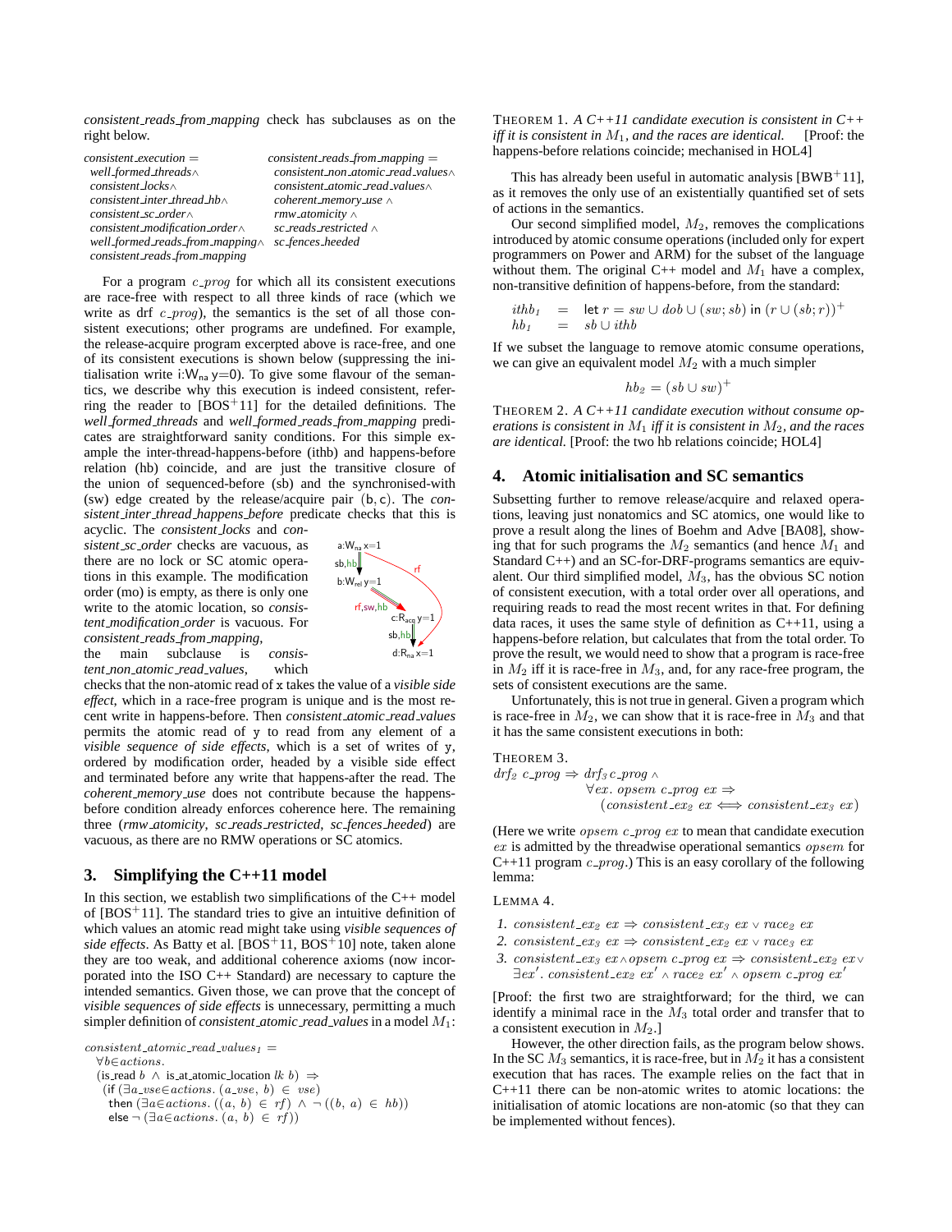*consistent_reads_from_mapping* check has subclauses as on the right below.

| | |
|---|---|
| *consistent_execution* = | *consistent_reads_from_mapping* = |
| *well_formed_threads*∧ | *consistent_non_atomic_read_values*∧ |
| *consistent_locks*∧ | *consistent_atomic_read_values*∧ |
| *consistent_inter_thread_hb*∧ | *coherent_memory_use* ∧ |
| *consistent_sc_order*∧ | *rmw_atomicity* ∧ |
| *consistent_modification_order*∧ | *sc_reads_restricted* ∧ |
| *well_formed_reads_from_mapping*∧ | *sc_fences_heeded* |
| *consistent_reads_from_mapping* | |

For a program $c\_prog$ for which all its consistent executions are race-free with respect to all three kinds of race (which we write as drf $c\_prog$), the semantics is the set of all those consistent executions; other programs are undefined. For example, the release-acquire program excerpted above is race-free, and one of its consistent executions is shown below (suppressing the initialisation write i:$W_{na}$ y=0). To give some flavour of the semantics, we describe why this execution is indeed consistent, referring the reader to [BOS[+]11] for the detailed definitions. The *well_formed_threads* and *well_formed_reads_from_mapping* predicates are straightforward sanity conditions. For this simple example the inter-thread-happens-before (ithb) and happens-before relation (hb) coincide, and are just the transitive closure of the union of sequenced-before (sb) and the synchronised-with (sw) edge created by the release/acquire pair (b, c). The *consistent_inter_thread_happens_before* predicate checks that this is acyclic. The *consistent_locks* and *consistent_sc_order* checks are vacuous, as there are no lock or SC atomic operations in this example. The modification order (mo) is empty, as there is only one write to the atomic location, so *consistent_modification_order* is vacuous. For *consistent_reads_from_mapping*, the main subclause is *consistent_non_atomic_read_values*, which checks that the non-atomic read of x takes the value of a *visible side effect,* which in a race-free program is unique and is the most recent write in happens-before. Then *consistent_atomic_read_values* permits the atomic read of y to read from any element of a *visible sequence of side effects*, which is a set of writes of y, ordered by modification order, headed by a visible side effect and terminated before any write that happens-after the read. The *coherent_memory_use* does not contribute because the happens-before condition already enforces coherence here. The remaining three (*rmw_atomicity*, *sc_reads_restricted*, *sc_fences_heeded*) are vacuous, as there are no RMW operations or SC atomics.

## 3. Simplifying the C++11 model

In this section, we establish two simplifications of the C++ model of [BOS[+]11]. The standard tries to give an intuitive definition of which values an atomic read might take using *visible sequences of side effects*. As Batty et al. [BOS[+]11, BOS[+]10] note, taken alone they are too weak, and additional coherence axioms (now incorporated into the ISO C++ Standard) are necessary to capture the intended semantics. Given those, we can prove that the concept of *visible sequences of side effects* is unnecessary, permitting a much simpler definition of *consistent_atomic_read_values* in a model $M_1$:

$$
\begin{array}{l}
consistent\_atomic\_read\_values_1 = \\
\quad \forall b \in actions. \\
\quad (\mathsf{is\_read}\ b\ \wedge\ \mathsf{is\_at\_atomic\_location}\ lk\ b) \Rightarrow \\
\quad\quad (\mathsf{if}\ (\exists a\_vse \in actions.\ (a\_vse,\ b) \in vse) \\
\quad\quad\ \mathsf{then}\ (\exists a \in actions.\ ((a,\ b) \in rf) \wedge \neg ((b,\ a) \in hb)) \\
\quad\quad\ \mathsf{else}\ \neg\ (\exists a \in actions.\ (a,\ b) \in rf))
\end{array}
$$

THEOREM 1. *A C++11 candidate execution is consistent in C++ iff it is consistent in $M_1$, and the races are identical.* [Proof: the happens-before relations coincide; mechanised in HOL4]

This has already been useful in automatic analysis [BWB[+]11], as it removes the only use of an existentially quantified set of sets of actions in the semantics.

Our second simplified model, $M_2$, removes the complications introduced by atomic consume operations (included only for expert programmers on Power and ARM) for the subset of the language without them. The original C++ model and $M_1$ have a complex, non-transitive definition of happens-before, from the standard:

$$
\begin{array}{lcl}
ithb_1 & = & \mathsf{let}\ r = sw \cup dob \cup (sw; sb)\ \mathsf{in}\ (r \cup (sb; r))^+ \\
hb_1 & = & sb \cup ithb
\end{array}
$$

If we subset the language to remove atomic consume operations, we can give an equivalent model $M_2$ with a much simpler

$$hb_2 = (sb \cup sw)^+$$

THEOREM 2. *A C++11 candidate execution without consume operations is consistent in $M_1$ iff it is consistent in $M_2$, and the races are identical.* [Proof: the two hb relations coincide; HOL4]

## 4. Atomic initialisation and SC semantics

Subsetting further to remove release/acquire and relaxed operations, leaving just nonatomics and SC atomics, one would like to prove a result along the lines of Boehm and Adve [BA08], showing that for such programs the $M_2$ semantics (and hence $M_1$ and Standard C++) and an SC-for-DRF-programs semantics are equivalent. Our third simplified model, $M_3$, has the obvious SC notion of consistent execution, with a total order over all operations, and requiring reads to read the most recent writes in that. For defining data races, it uses the same style of definition as C++11, using a happens-before relation, but calculates that from the total order. To prove the result, we would need to show that a program is race-free in $M_2$ iff it is race-free in $M_3$, and, for any race-free program, the sets of consistent executions are the same.

Unfortunately, this is not true in general. Given a program which is race-free in $M_2$, we can show that it is race-free in $M_3$ and that it has the same consistent executions in both:

THEOREM 3.

$$
\begin{array}{l}
drf_2\ c\_prog \Rightarrow drf_3\, c\_prog\ \wedge \\
\qquad\qquad \forall ex.\ opsem\ c\_prog\ ex \Rightarrow \\
\qquad\qquad\quad (consistent\_ex_2\ ex \Longleftrightarrow consistent\_ex_3\ ex)
\end{array}
$$

(Here we write $opsem\ c\_prog\ ex$ to mean that candidate execution $ex$ is admitted by the threadwise operational semantics $opsem$ for C++11 program $c\_prog$.) This is an easy corollary of the following lemma:

LEMMA 4.

1. $consistent\_ex_2\ ex \Rightarrow consistent\_ex_3\ ex \vee race_2\ ex$
2. $consistent\_ex_3\ ex \Rightarrow consistent\_ex_2\ ex \vee race_3\ ex$
3. $consistent\_ex_3\ ex \wedge opsem\ c\_prog\ ex \Rightarrow consistent\_ex_2\ ex \vee \exists ex'.\ consistent\_ex_2\ ex' \wedge race_2\ ex' \wedge opsem\ c\_prog\ ex'$

[Proof: the first two are straightforward; for the third, we can identify a minimal race in the $M_3$ total order and transfer that to a consistent execution in $M_2$.]

However, the other direction fails, as the program below shows. In the SC $M_3$ semantics, it is race-free, but in $M_2$ it has a consistent execution that has races. The example relies on the fact that in C++11 there can be non-atomic writes to atomic locations: the initialisation of atomic locations are non-atomic (so that they can be implemented without fences).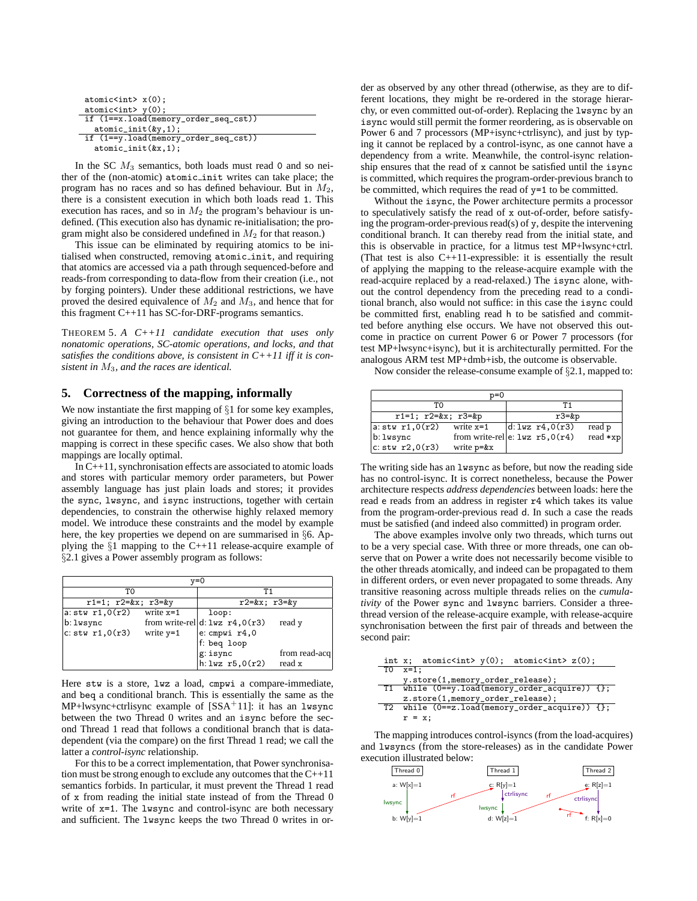```
atomic<int> x(0);
atomic<int> y(0);
if (1==x.load(memory_order_seq_cst))
  atomic_init(&y,1);
if (1==y.load(memory_order_seq_cst))
  atomic_init(&x,1);
```

In the SC $M_3$ semantics, both loads must read 0 and so neither of the (non-atomic) `atomic_init` writes can take place; the program has no races and so has defined behaviour. But in $M_2$, there is a consistent execution in which both loads read 1. This execution has races, and so in $M_2$ the program's behaviour is undefined. (This execution also has dynamic re-initialisation; the program might also be considered undefined in $M_2$ for that reason.)

This issue can be eliminated by requiring atomics to be initialised when constructed, removing `atomic_init`, and requiring that atomics are accessed via a path through sequenced-before and reads-from corresponding to data-flow from their creation (i.e., not by forging pointers). Under these additional restrictions, we have proved the desired equivalence of $M_2$ and $M_3$, and hence that for this fragment C++11 has SC-for-DRF-programs semantics.

THEOREM 5. *A C++11 candidate execution that uses only nonatomic operations, SC-atomic operations, and locks, and that satisfies the conditions above, is consistent in C++11 iff it is consistent in $M_3$, and the races are identical.*

## 5. Correctness of the mapping, informally

We now instantiate the first mapping of §1 for some key examples, giving an introduction to the behaviour that Power does and does not guarantee for them, and hence explaining informally why the mapping is correct in these specific cases. We also show that both mappings are locally optimal.

In C++11, synchronisation effects are associated to atomic loads and stores with particular memory order parameters, but Power assembly language has just plain loads and stores; it provides the `sync`, `lwsync`, and `isync` instructions, together with certain dependencies, to constrain the otherwise highly relaxed memory model. We introduce these constraints and the model by example here, the key properties we depend on are summarised in §6. Applying the §1 mapping to the C++11 release-acquire example of §2.1 gives a Power assembly program as follows:

| y=0 | | | |
|---|---|---|---|
| T0 | | T1 | |
| r1=1; r2=&x; r3=&y | | r2=&x; r3=&y | |
| a: `stw r1,0(r2)` | write x=1 | `loop:` | |
| b: `lwsync` | from write-rel | d: `lwz r4,0(r3)` | read y |
| c: `stw r1,0(r3)` | write y=1 | e: `cmpwi r4,0` | |
| | | f: `beq loop` | |
| | | g: `isync` | from read-acq |
| | | h: `lwz r5,0(r2)` | read x |

Here `stw` is a store, `lwz` a load, `cmpwi` a compare-immediate, and `beq` a conditional branch. This is essentially the same as the MP+lwsync+ctrlisync example of [SSA+11]: it has an `lwsync` between the two Thread 0 writes and an `isync` before the second Thread 1 read that follows a conditional branch that is data-dependent (via the compare) on the first Thread 1 read; we call the latter a *control-isync* relationship.

For this to be a correct implementation, that Power synchronisation must be strong enough to exclude any outcomes that the C++11 semantics forbids. In particular, it must prevent the Thread 1 read of `x` from reading the initial state instead of from the Thread 0 write of `x=1`. The `lwsync` and control-isync are both necessary and sufficient. The `lwsync` keeps the two Thread 0 writes in order as observed by any other thread (otherwise, as they are to different locations, they might be re-ordered in the storage hierarchy, or even committed out-of-order). Replacing the `lwsync` by an `isync` would still permit the former reordering, as is observable on Power 6 and 7 processors (MP+isync+ctrlisync), and just by typing it cannot be replaced by a control-isync, as one cannot have a dependency from a write. Meanwhile, the control-isync relationship ensures that the read of `x` cannot be satisfied until the `isync` is committed, which requires the program-order-previous branch to be committed, which requires the read of `y=1` to be committed.

Without the `isync`, the Power architecture permits a processor to speculatively satisfy the read of `x` out-of-order, before satisfying the program-order-previous read(s) of `y`, despite the intervening conditional branch. It can thereby read from the initial state, and this is observable in practice, for a litmus test MP+lwsync+ctrl. (That test is also C++11-expressible: it is essentially the result of applying the mapping to the release-acquire example with the read-acquire replaced by a read-relaxed.) The `isync` alone, without the control dependency from the preceding read to a conditional branch also would not suffice: in this case the `isync` could be committed first, enabling read `h` to be satisfied and committed before anything else occurs. We have not observed this outcome in practice on current Power 6 or Power 7 processors (for test MP+lwsync+isync), but it is architecturally permitted. For the analogous ARM test MP+dmb+isb, the outcome is observable.

Now consider the release-consume example of §2.1, mapped to:

| p=0 | | | |
|---|---|---|---|
| T0 | | T1 | |
| r1=1; r2=&x; r3=&p | | r3=&p | |
| a: `stw r1,0(r2)` | write x=1 | d: `lwz r4,0(r3)` | read p |
| b: `lwsync` | from write-rel | e: `lwz r5,0(r4)` | read `*xp` |
| c: `stw r2,0(r3)` | write p=&x | | |

The writing side has an `lwsync` as before, but now the reading side has no control-isync. It is correct nonetheless, because the Power architecture respects *address dependencies* between loads: here the read `e` reads from an address in register `r4` which takes its value from the program-order-previous read `d`. In such a case the reads must be satisfied (and indeed also committed) in program order.

The above examples involve only two threads, which turns out to be a very special case. With three or more threads, one can observe that on Power a write does not necessarily become visible to the other threads atomically, and indeed can be propagated to them in different orders, or even never propagated to some threads. Any transitive reasoning across multiple threads relies on the *cumulativity* of the Power `sync` and `lwsync` barriers. Consider a three-thread version of the release-acquire example, with release-acquire synchronisation between the first pair of threads and between the second pair:

```
int x;  atomic<int> y(0);  atomic<int> z(0);
T0  x=1;
    y.store(1,memory_order_release);
T1  while (0==y.load(memory_order_acquire)) {};
    z.store(1,memory_order_release);
T2  while (0==z.load(memory_order_acquire)) {};
    r = x;
```

The mapping introduces control-isyncs (from the load-acquires) and `lwsync`s (from the store-releases) as in the candidate Power execution illustrated below:

Thread 0: a: W[x]=1 —lwsync→ b: W[y]=1; Thread 1: c: R[y]=1 —ctrlisync→ —lwsync→ d: W[z]=1; Thread 2: e: R[z]=1 —ctrlisync→ f: R[x]=0; rf edges: b→c, d→e, and rf into f.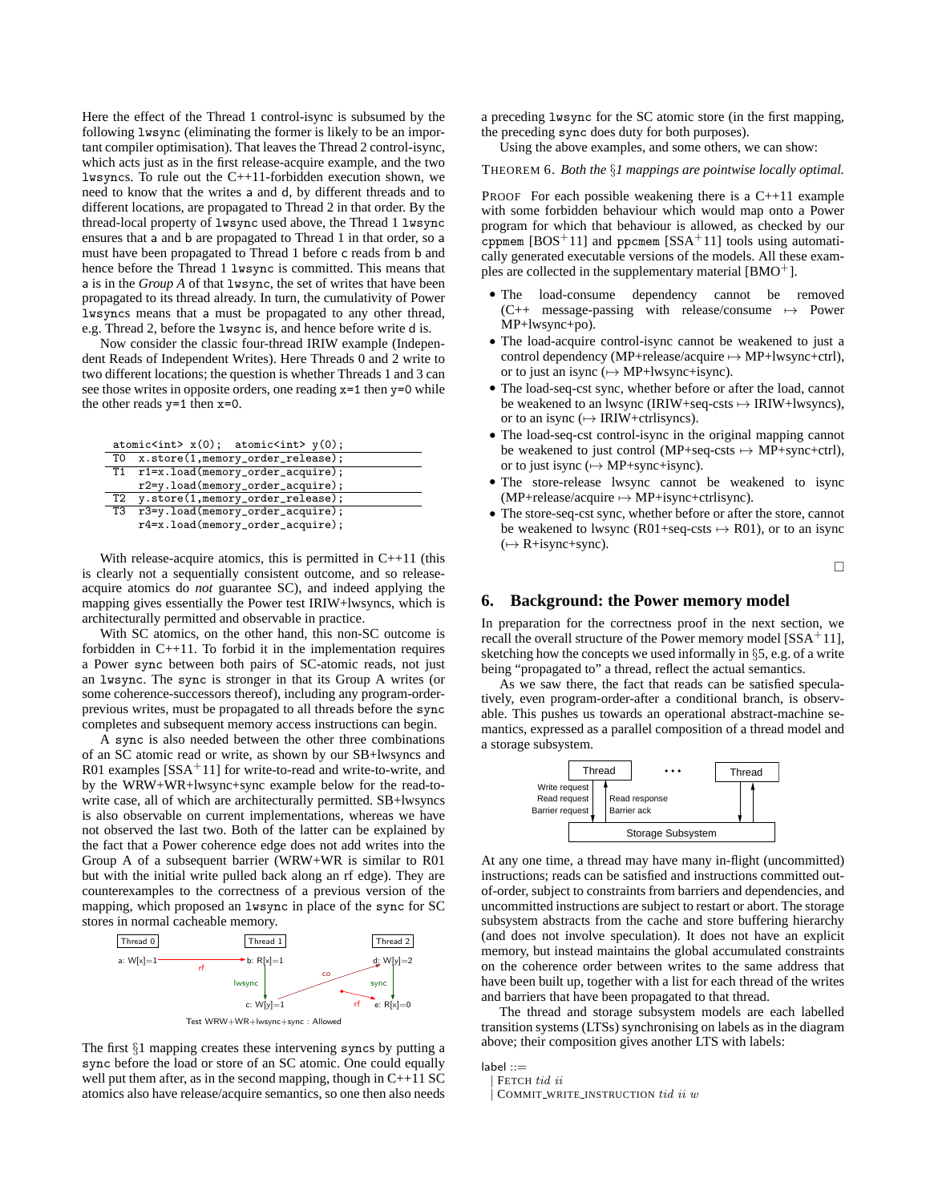Here the effect of the Thread 1 control-isync is subsumed by the following `lwsync` (eliminating the former is likely to be an important compiler optimisation). That leaves the Thread 2 control-isync, which acts just as in the first release-acquire example, and the two `lwsync`s. To rule out the C++11-forbidden execution shown, we need to know that the writes `a` and `d`, by different threads and to different locations, are propagated to Thread 2 in that order. By the thread-local property of `lwsync` used above, the Thread 1 `lwsync` ensures that `a` and `b` are propagated to Thread 1 in that order, so `a` must have been propagated to Thread 1 before `c` reads from `b` and hence before the Thread 1 `lwsync` is committed. This means that `a` is in the *Group A* of that `lwsync`, the set of writes that have been propagated to its thread already. In turn, the cumulativity of Power `lwsync`s means that `a` must be propagated to any other thread, e.g. Thread 2, before the `lwsync` is, and hence before write `d` is.

Now consider the classic four-thread IRIW example (Independent Reads of Independent Writes). Here Threads 0 and 2 write to two different locations; the question is whether Threads 1 and 3 can see those writes in opposite orders, one reading `x=1` then `y=0` while the other reads `y=1` then `x=0`.

```
   atomic<int> x(0);  atomic<int> y(0);
T0 x.store(1,memory_order_release);
T1 r1=x.load(memory_order_acquire);
   r2=y.load(memory_order_acquire);
T2 y.store(1,memory_order_release);
T3 r3=y.load(memory_order_acquire);
   r4=x.load(memory_order_acquire);
```

With release-acquire atomics, this is permitted in C++11 (this is clearly not a sequentially consistent outcome, and so release-acquire atomics do *not* guarantee SC), and indeed applying the mapping gives essentially the Power test IRIW+lwsyncs, which is architecturally permitted and observable in practice.

With SC atomics, on the other hand, this non-SC outcome is forbidden in C++11. To forbid it in the implementation requires a Power `sync` between both pairs of SC-atomic reads, not just an `lwsync`. The `sync` is stronger in that its Group A writes (or some coherence-successors thereof), including any program-order-previous writes, must be propagated to all threads before the `sync` completes and subsequent memory access instructions can begin.

A `sync` is also needed between the other three combinations of an SC atomic read or write, as shown by our SB+lwsyncs and R01 examples [SSA+11] for write-to-read and write-to-write, and by the WRW+WR+lwsync+sync example below for the read-to-write case, all of which are architecturally permitted. SB+lwsyncs is also observable on current implementations, whereas we have not observed the last two. Both of the latter can be explained by the fact that a Power coherence edge does not add writes into the Group A of a subsequent barrier (WRW+WR is similar to R01 but with the initial write pulled back along an rf edge). They are counterexamples to the correctness of a previous version of the mapping, which proposed an `lwsync` in place of the `sync` for SC stores in normal cacheable memory.

Thread 0: a: W[x]=1 —rf→ Thread 1: b: R[x]=1 —lwsync→ c: W[y]=1 —co→ Thread 2: d: W[y]=2 —sync→ e: R[x]=0 (rf from initial)

Test WRW+WR+lwsync+sync : Allowed

The first §1 mapping creates these intervening `sync`s by putting a `sync` before the load or store of an SC atomic. One could equally well put them after, as in the second mapping, though in C++11 SC atomics also have release/acquire semantics, so one then also needs a preceding `lwsync` for the SC atomic store (in the first mapping, the preceding `sync` does duty for both purposes).

Using the above examples, and some others, we can show:

THEOREM 6. *Both the §1 mappings are pointwise locally optimal.*

PROOF For each possible weakening there is a C++11 example with some forbidden behaviour which would map onto a Power program for which that behaviour is allowed, as checked by our `cppmem` [BOS+11] and `ppcmem` [SSA+11] tools using automatically generated executable versions of the models. All these examples are collected in the supplementary material [BMO+].

- The load-consume dependency cannot be removed (C++ message-passing with release/consume ↦ Power MP+lwsync+po).
- The load-acquire control-isync cannot be weakened to just a control dependency (MP+release/acquire ↦ MP+lwsync+ctrl), or to just an isync (↦ MP+lwsync+isync).
- The load-seq-cst sync, whether before or after the load, cannot be weakened to an lwsync (IRIW+seq-csts ↦ IRIW+lwsyncs), or to an isync (↦ IRIW+ctrlisyncs).
- The load-seq-cst control-isync in the original mapping cannot be weakened to just control (MP+seq-csts ↦ MP+sync+ctrl), or to just isync (↦ MP+sync+isync).
- The store-release lwsync cannot be weakened to isync (MP+release/acquire ↦ MP+isync+ctrlisync).
- The store-seq-cst sync, whether before or after the store, cannot be weakened to lwsync (R01+seq-csts ↦ R01), or to an isync (↦ R+isync+sync).

□

## 6. Background: the Power memory model

In preparation for the correctness proof in the next section, we recall the overall structure of the Power memory model [SSA+11], sketching how the concepts we used informally in §5, e.g. of a write being "propagated to" a thread, reflect the actual semantics.

As we saw there, the fact that reads can be satisfied speculatively, even program-order-after a conditional branch, is observable. This pushes us towards an operational abstract-machine semantics, expressed as a parallel composition of a thread model and a storage subsystem.

Thread … Thread — Write request / Read request / Barrier request → Storage Subsystem; Storage Subsystem → Read response / Barrier ack → Thread

At any one time, a thread may have many in-flight (uncommitted) instructions; reads can be satisfied and instructions committed out-of-order, subject to constraints from barriers and dependencies, and uncommitted instructions are subject to restart or abort. The storage subsystem abstracts from the cache and store buffering hierarchy (and does not involve speculation). It does not have an explicit memory, but instead maintains the global accumulated constraints on the coherence order between writes to the same address that have been built up, together with a list for each thread of the writes and barriers that have been propagated to that thread.

The thread and storage subsystem models are each labelled transition systems (LTSs) synchronising on labels as in the diagram above; their composition gives another LTS with labels:

label ::=
  | FETCH $tid$ $ii$
  | COMMIT_WRITE_INSTRUCTION $tid$ $ii$ $w$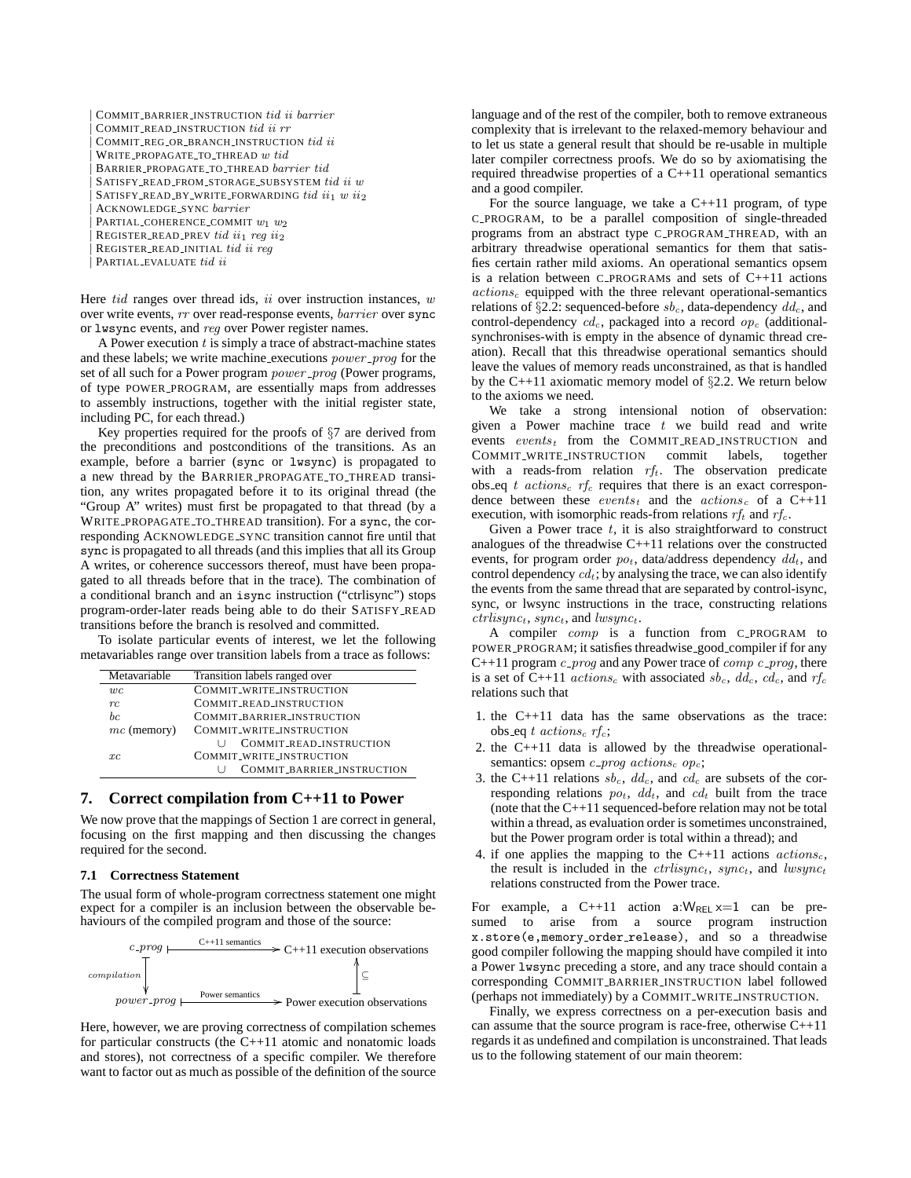| COMMIT_BARRIER_INSTRUCTION $tid$ $ii$ $barrier$
| COMMIT_READ_INSTRUCTION $tid$ $ii$ $rr$
| COMMIT_REG_OR_BRANCH_INSTRUCTION $tid$ $ii$
| WRITE_PROPAGATE_TO_THREAD $w$ $tid$
| BARRIER_PROPAGATE_TO_THREAD $barrier$ $tid$
| SATISFY_READ_FROM_STORAGE_SUBSYSTEM $tid$ $ii$ $w$
| SATISFY_READ_BY_WRITE_FORWARDING $tid$ $ii_1$ $w$ $ii_2$
| ACKNOWLEDGE_SYNC $barrier$
| PARTIAL_COHERENCE_COMMIT $w_1$ $w_2$
| REGISTER_READ_PREV $tid$ $ii_1$ $reg$ $ii_2$
| REGISTER_READ_INITIAL $tid$ $ii$ $reg$
| PARTIAL_EVALUATE $tid$ $ii$

Here $tid$ ranges over thread ids, $ii$ over instruction instances, $w$ over write events, $rr$ over read-response events, $barrier$ over `sync` or `lwsync` events, and $reg$ over Power register names.

A Power execution $t$ is simply a trace of abstract-machine states and these labels; we write machine_executions $power\_prog$ for the set of all such for a Power program $power\_prog$ (Power programs, of type POWER_PROGRAM, are essentially maps from addresses to assembly instructions, together with the initial register state, including PC, for each thread.)

Key properties required for the proofs of §7 are derived from the preconditions and postconditions of the transitions. As an example, before a barrier (`sync` or `lwsync`) is propagated to a new thread by the BARRIER_PROPAGATE_TO_THREAD transition, any writes propagated before it to its original thread (the "Group A" writes) must first be propagated to that thread (by a WRITE_PROPAGATE_TO_THREAD transition). For a `sync`, the corresponding ACKNOWLEDGE_SYNC transition cannot fire until that `sync` is propagated to all threads (and this implies that all its Group A writes, or coherence successors thereof, must have been propagated to all threads before that in the trace). The combination of a conditional branch and an `isync` instruction ("ctrlisync") stops program-order-later reads being able to do their SATISFY_READ transitions before the branch is resolved and committed.

To isolate particular events of interest, we let the following metavariables range over transition labels from a trace as follows:

| Metavariable | Transition labels ranged over |
|---|---|
| $wc$ | COMMIT_WRITE_INSTRUCTION |
| $rc$ | COMMIT_READ_INSTRUCTION |
| $bc$ | COMMIT_BARRIER_INSTRUCTION |
| $mc$ (memory) | COMMIT_WRITE_INSTRUCTION $\cup$ COMMIT_READ_INSTRUCTION |
| $xc$ | COMMIT_WRITE_INSTRUCTION $\cup$ COMMIT_BARRIER_INSTRUCTION |

## 7. Correct compilation from C++11 to Power

We now prove that the mappings of Section 1 are correct in general, focusing on the first mapping and then discussing the changes required for the second.

### 7.1 Correctness Statement

The usual form of whole-program correctness statement one might expect for a compiler is an inclusion between the observable behaviours of the compiled program and those of the source:

$$\begin{array}{ccc} c\_prog & \xrightarrow{\text{C++11 semantics}} & \text{C++11 execution observations} \\ \downarrow{\scriptstyle compilation} & & \uparrow{\scriptstyle \subseteq} \\ power\_prog & \xrightarrow{\text{Power semantics}} & \text{Power execution observations} \end{array}$$

Here, however, we are proving correctness of compilation schemes for particular constructs (the C++11 atomic and nonatomic loads and stores), not correctness of a specific compiler. We therefore want to factor out as much as possible of the definition of the source language and of the rest of the compiler, both to remove extraneous complexity that is irrelevant to the relaxed-memory behaviour and to let us state a general result that should be re-usable in multiple later compiler correctness proofs. We do so by axiomatising the required threadwise properties of a C++11 operational semantics and a good compiler.

For the source language, we take a C++11 program, of type C_PROGRAM, to be a parallel composition of single-threaded programs from an abstract type C_PROGRAM_THREAD, with an arbitrary threadwise operational semantics for them that satisfies certain rather mild axioms. An operational semantics opsem is a relation between C_PROGRAMs and sets of C++11 actions $actions_c$ equipped with the three relevant operational-semantics relations of §2.2: sequenced-before $sb_c$, data-dependency $dd_c$, and control-dependency $cd_c$, packaged into a record $op_c$ (additional-synchronises-with is empty in the absence of dynamic thread creation). Recall that this threadwise operational semantics should leave the values of memory reads unconstrained, as that is handled by the C++11 axiomatic memory model of §2.2. We return below to the axioms we need.

We take a strong intensional notion of observation: given a Power machine trace $t$ we build read and write events $events_t$ from the COMMIT_READ_INSTRUCTION and COMMIT_WRITE_INSTRUCTION commit labels, together with a reads-from relation $rf_t$. The observation predicate obs_eq $t$ $actions_c$ $rf_c$ requires that there is an exact correspondence between these $events_t$ and the $actions_c$ of a C++11 execution, with isomorphic reads-from relations $rf_t$ and $rf_c$.

Given a Power trace $t$, it is also straightforward to construct analogues of the threadwise C++11 relations over the constructed events, for program order $po_t$, data/address dependency $dd_t$, and control dependency $cd_t$; by analysing the trace, we can also identify the events from the same thread that are separated by control-isync, sync, or lwsync instructions in the trace, constructing relations $ctrlisync_t$, $sync_t$, and $lwsync_t$.

A compiler $comp$ is a function from C_PROGRAM to POWER_PROGRAM; it satisfies threadwise_good_compiler if for any C++11 program $c\_prog$ and any Power trace of $comp$ $c\_prog$, there is a set of C++11 $actions_c$ with associated $sb_c$, $dd_c$, $cd_c$, and $rf_c$ relations such that

1. the C++11 data has the same observations as the trace: obs_eq $t$ $actions_c$ $rf_c$;
2. the C++11 data is allowed by the threadwise operational-semantics: opsem $c\_prog$ $actions_c$ $op_c$;
3. the C++11 relations $sb_c$, $dd_c$, and $cd_c$ are subsets of the corresponding relations $po_t$, $dd_t$, and $cd_t$ built from the trace (note that the C++11 sequenced-before relation may not be total within a thread, as evaluation order is sometimes unconstrained, but the Power program order is total within a thread); and
4. if one applies the mapping to the C++11 actions $actions_c$, the result is included in the $ctrlisync_t$, $sync_t$, and $lwsync_t$ relations constructed from the Power trace.

For example, a C++11 action a:$\mathsf{W}_{\mathsf{REL}}$ x=1 can be presumed to arise from a source program instruction `x.store(e,memory_order_release)`, and so a threadwise good compiler following the mapping should have compiled it into a Power `lwsync` preceding a store, and any trace should contain a corresponding COMMIT_BARRIER_INSTRUCTION label followed (perhaps not immediately) by a COMMIT_WRITE_INSTRUCTION.

Finally, we express correctness on a per-execution basis and can assume that the source program is race-free, otherwise C++11 regards it as undefined and compilation is unconstrained. That leads us to the following statement of our main theorem: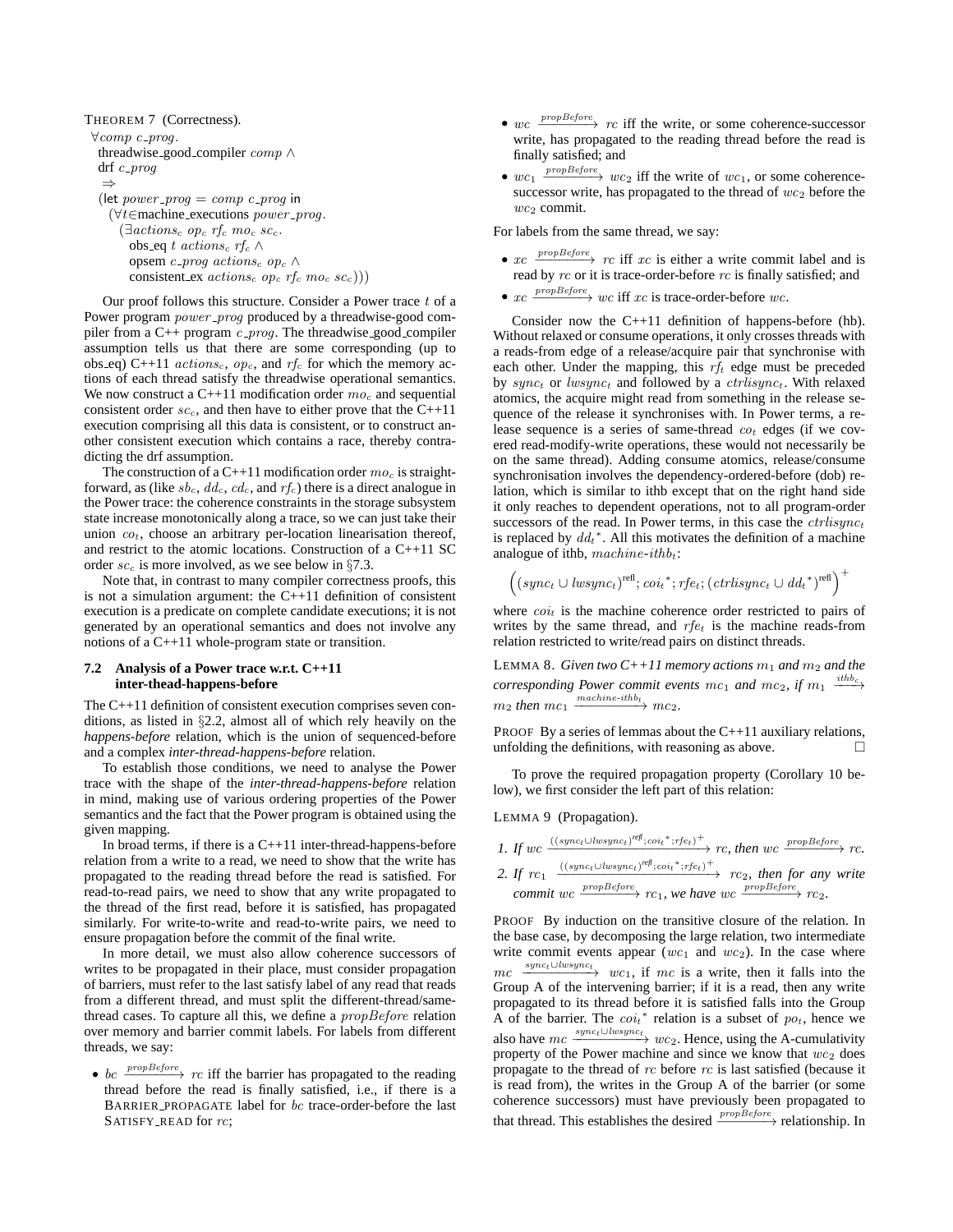THEOREM 7 (Correctness).

$\forall comp\ c\_prog.$
threadwise_good_compiler $comp$ $\wedge$
drf $c\_prog$
$\Rightarrow$
(let $power\_prog = comp\ c\_prog$ in
($\forall t{\in}$machine_executions $power\_prog$.
($\exists actions_c\ op_c\ rf_c\ mo_c\ sc_c$.
obs_eq $t\ actions_c\ rf_c$ $\wedge$
opsem $c\_prog\ actions_c\ op_c$ $\wedge$
consistent_ex $actions_c\ op_c\ rf_c\ mo_c\ sc_c$)))

Our proof follows this structure. Consider a Power trace $t$ of a Power program $power\_prog$ produced by a threadwise-good compiler from a C++ program $c\_prog$. The threadwise_good_compiler assumption tells us that there are some corresponding (up to obs_eq) C++11 $actions_c$, $op_c$, and $rf_c$ for which the memory actions of each thread satisfy the threadwise operational semantics. We now construct a C++11 modification order $mo_c$ and sequential consistent order $sc_c$, and then have to either prove that the C++11 execution comprising all this data is consistent, or to construct another consistent execution which contains a race, thereby contradicting the drf assumption.

The construction of a C++11 modification order $mo_c$ is straightforward, as (like $sb_c$, $dd_c$, $cd_c$, and $rf_c$) there is a direct analogue in the Power trace: the coherence constraints in the storage subsystem state increase monotonically along a trace, so we can just take their union $co_t$, choose an arbitrary per-location linearisation thereof, and restrict to the atomic locations. Construction of a C++11 SC order $sc_c$ is more involved, as we see below in §7.3.

Note that, in contrast to many compiler correctness proofs, this is not a simulation argument: the C++11 definition of consistent execution is a predicate on complete candidate executions; it is not generated by an operational semantics and does not involve any notions of a C++11 whole-program state or transition.

### 7.2 Analysis of a Power trace w.r.t. C++11 inter-thead-happens-before

The C++11 definition of consistent execution comprises seven conditions, as listed in §2.2, almost all of which rely heavily on the *happens-before* relation, which is the union of sequenced-before and a complex *inter-thread-happens-before* relation.

To establish those conditions, we need to analyse the Power trace with the shape of the *inter-thread-happens-before* relation in mind, making use of various ordering properties of the Power semantics and the fact that the Power program is obtained using the given mapping.

In broad terms, if there is a C++11 inter-thread-happens-before relation from a write to a read, we need to show that the write has propagated to the reading thread before the read is satisfied. For read-to-read pairs, we need to show that any write propagated to the thread of the first read, before it is satisfied, has propagated similarly. For write-to-write and read-to-write pairs, we need to ensure propagation before the commit of the final write.

In more detail, we must also allow coherence successors of writes to be propagated in their place, must consider propagation of barriers, must refer to the last satisfy label of any read that reads from a different thread, and must split the different-thread/same-thread cases. To capture all this, we define a $propBefore$ relation over memory and barrier commit labels. For labels from different threads, we say:

- $bc \xrightarrow{propBefore} rc$ iff the barrier has propagated to the reading thread before the read is finally satisfied, i.e., if there is a BARRIER_PROPAGATE label for $bc$ trace-order-before the last SATISFY_READ for $rc$;
- $wc \xrightarrow{propBefore} rc$ iff the write, or some coherence-successor write, has propagated to the reading thread before the read is finally satisfied; and
- $wc_1 \xrightarrow{propBefore} wc_2$ iff the write of $wc_1$, or some coherence-successor write, has propagated to the thread of $wc_2$ before the $wc_2$ commit.

For labels from the same thread, we say:

- $xc \xrightarrow{propBefore} rc$ iff $xc$ is either a write commit label and is read by $rc$ or it is trace-order-before $rc$ is finally satisfied; and
- $xc \xrightarrow{propBefore} wc$ iff $xc$ is trace-order-before $wc$.

Consider now the C++11 definition of happens-before (hb). Without relaxed or consume operations, it only crosses threads with a reads-from edge of a release/acquire pair that synchronise with each other. Under the mapping, this $rf_t$ edge must be preceded by $sync_t$ or $lwsync_t$ and followed by a $ctrlisync_t$. With relaxed atomics, the acquire might read from something in the release sequence of the release it synchronises with. In Power terms, a release sequence is a series of same-thread $co_t$ edges (if we covered read-modify-write operations, these would not necessarily be on the same thread). Adding consume atomics, release/consume synchronisation involves the dependency-ordered-before (dob) relation, which is similar to ithb except that on the right hand side it only reaches to dependent operations, not to all program-order successors of the read. In Power terms, in this case the $ctrlisync_t$ is replaced by $dd_t{}^*$. All this motivates the definition of a machine analogue of ithb, $machine\text{-}ithb_t$:

$$\left((sync_t \cup lwsync_t)^{\text{refl}}; coi_t{}^*; rfe_t; (ctrlisync_t \cup dd_t{}^*)^{\text{refl}}\right)^+$$

where $coi_t$ is the machine coherence order restricted to pairs of writes by the same thread, and $rfe_t$ is the machine reads-from relation restricted to write/read pairs on distinct threads.

LEMMA 8. *Given two C++11 memory actions $m_1$ and $m_2$ and the corresponding Power commit events $mc_1$ and $mc_2$, if $m_1 \xrightarrow{ithb_c} m_2$ then $mc_1 \xrightarrow{machine\text{-}ithb_t} mc_2$.*

PROOF By a series of lemmas about the C++11 auxiliary relations, unfolding the definitions, with reasoning as above. □

To prove the required propagation property (Corollary 10 below), we first consider the left part of this relation:

LEMMA 9 (Propagation).

1. *If $wc \xrightarrow{((sync_t \cup lwsync_t)^{\text{refl}}; coi_t{}^*; rfe_t)^+} rc$, then $wc \xrightarrow{propBefore} rc$.*
2. *If $rc_1 \xrightarrow{((sync_t \cup lwsync_t)^{\text{refl}}; coi_t{}^*; rfe_t)^+} rc_2$, then for any write commit $wc \xrightarrow{propBefore} rc_1$, we have $wc \xrightarrow{propBefore} rc_2$.*

PROOF By induction on the transitive closure of the relation. In the base case, by decomposing the large relation, two intermediate write commit events appear ($wc_1$ and $wc_2$). In the case where $mc \xrightarrow{sync_t \cup lwsync_t} wc_1$, if $mc$ is a write, then it falls into the Group A of the intervening barrier; if it is a read, then any write propagated to its thread before it is satisfied falls into the Group A of the barrier. The $coi_t{}^*$ relation is a subset of $po_t$, hence we also have $mc \xrightarrow{sync_t \cup lwsync_t} wc_2$. Hence, using the A-cumulativity property of the Power machine and since we know that $wc_2$ does propagate to the thread of $rc$ before $rc$ is last satisfied (because it is read from), the writes in the Group A of the barrier (or some coherence successors) must have previously been propagated to that thread. This establishes the desired $\xrightarrow{propBefore}$ relationship. In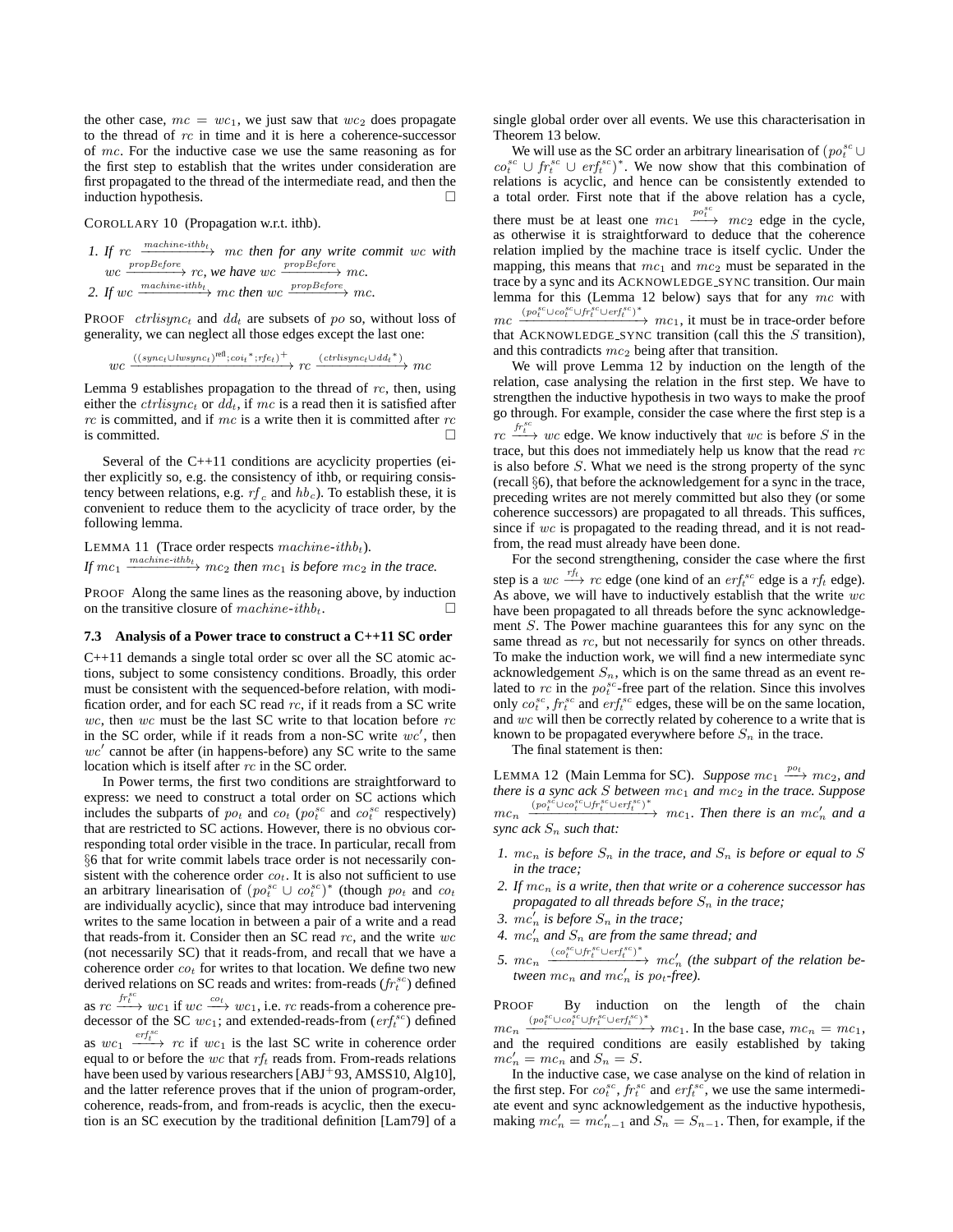the other case, $mc = wc_1$, we just saw that $wc_2$ does propagate to the thread of $rc$ in time and it is here a coherence-successor of $mc$. For the inductive case we use the same reasoning as for the first step to establish that the writes under consideration are first propagated to the thread of the intermediate read, and then the induction hypothesis. □

COROLLARY 10 (Propagation w.r.t. ithb).

1. *If $rc \xrightarrow{machine\text{-}ithb_t} mc$ then for any write commit $wc$ with $wc \xrightarrow{propBefore} rc$, we have $wc \xrightarrow{propBefore} mc$.*
2. *If $wc \xrightarrow{machine\text{-}ithb_t} mc$ then $wc \xrightarrow{propBefore} mc$.*

PROOF $ctrlisync_t$ and $dd_t$ are subsets of $po$ so, without loss of generality, we can neglect all those edges except the last one:

$$wc \xrightarrow{((sync_t \cup lwsync_t)^{\text{refl}};co_t{}^*;rfe_t)^+} rc \xrightarrow{(ctrlisync_t \cup dd_t{}^*)} mc$$

Lemma 9 establishes propagation to the thread of $rc$, then, using either the $ctrlisync_t$ or $dd_t$, if $mc$ is a read then it is satisfied after $rc$ is committed, and if $mc$ is a write then it is committed after $rc$ is committed. □

Several of the C++11 conditions are acyclicity properties (either explicitly so, e.g. the consistency of ithb, or requiring consistency between relations, e.g. $rf_c$ and $hb_c$). To establish these, it is convenient to reduce them to the acyclicity of trace order, by the following lemma.

LEMMA 11 (Trace order respects $machine\text{-}ithb_t$).
*If $mc_1 \xrightarrow{machine\text{-}ithb_t} mc_2$ then $mc_1$ is before $mc_2$ in the trace.*

PROOF Along the same lines as the reasoning above, by induction on the transitive closure of $machine\text{-}ithb_t$. □

### 7.3 Analysis of a Power trace to construct a C++11 SC order

C++11 demands a single total order sc over all the SC atomic actions, subject to some consistency conditions. Broadly, this order must be consistent with the sequenced-before relation, with modification order, and for each SC read $rc$, if it reads from a SC write $wc$, then $wc$ must be the last SC write to that location before $rc$ in the SC order, while if it reads from a non-SC write $wc'$, then $wc'$ cannot be after (in happens-before) any SC write to the same location which is itself after $rc$ in the SC order.

In Power terms, the first two conditions are straightforward to express: we need to construct a total order on SC actions which includes the subparts of $po_t$ and $co_t$ ($po_t^{sc}$ and $co_t^{sc}$ respectively) that are restricted to SC actions. However, there is no obvious corresponding total order visible in the trace. In particular, recall from §6 that for write commit labels trace order is not necessarily consistent with the coherence order $co_t$. It is also not sufficient to use an arbitrary linearisation of $(po_t^{sc} \cup co_t^{sc})^*$ (though $po_t$ and $co_t$ are individually acyclic), since that may introduce bad intervening writes to the same location in between a pair of a write and a read that reads-from it. Consider then an SC read $rc$, and the write $wc$ (not necessarily SC) that it reads-from, and recall that we have a coherence order $co_t$ for writes to that location. We define two new derived relations on SC reads and writes: from-reads ($fr_t^{sc}$) defined as $rc \xrightarrow{fr_t^{sc}} wc_1$ if $wc \xrightarrow{co_t} wc_1$, i.e. $rc$ reads-from a coherence predecessor of the SC $wc_1$; and extended-reads-from ($erf_t^{sc}$) defined as $wc_1 \xrightarrow{erf_t^{sc}} rc$ if $wc_1$ is the last SC write in coherence order equal to or before the $wc$ that $rf_t$ reads from. From-reads relations have been used by various researchers [ABJ+93, AMSS10, Alg10], and the latter reference proves that if the union of program-order, coherence, reads-from, and from-reads is acyclic, then the execution is an SC execution by the traditional definition [Lam79] of a single global order over all events. We use this characterisation in Theorem 13 below.

We will use as the SC order an arbitrary linearisation of $(po_t^{sc} \cup co_t^{sc} \cup fr_t^{sc} \cup erf_t^{sc})^*$. We now show that this combination of relations is acyclic, and hence can be consistently extended to a total order. First note that if the above relation has a cycle, there must be at least one $mc_1 \xrightarrow{po_t^{sc}} mc_2$ edge in the cycle, as otherwise it is straightforward to deduce that the coherence relation implied by the machine trace is itself cyclic. Under the mapping, this means that $mc_1$ and $mc_2$ must be separated in the trace by a sync and its ACKNOWLEDGE_SYNC transition. Our main lemma for this (Lemma 12 below) says that for any $mc$ with $mc \xrightarrow{(po_t^{sc} \cup co_t^{sc} \cup fr_t^{sc} \cup erf_t^{sc})^*} mc_1$, it must be in trace-order before that ACKNOWLEDGE_SYNC transition (call this the $S$ transition), and this contradicts $mc_2$ being after that transition.

We will prove Lemma 12 by induction on the length of the relation, case analysing the relation in the first step. We have to strengthen the inductive hypothesis in two ways to make the proof go through. For example, consider the case where the first step is a $rc \xrightarrow{fr_t^{sc}} wc$ edge. We know inductively that $wc$ is before $S$ in the trace, but this does not immediately help us know that the read $rc$ is also before $S$. What we need is the strong property of the sync (recall §6), that before the acknowledgement for a sync in the trace, preceding writes are not merely committed but also they (or some coherence successors) are propagated to all threads. This suffices, since if $wc$ is propagated to the reading thread, and it is not read-from, the read must already have been done.

For the second strengthening, consider the case where the first step is a $wc \xrightarrow{rf_t} rc$ edge (one kind of an $erf_t^{sc}$ edge is a $rf_t$ edge). As above, we will have to inductively establish that the write $wc$ have been propagated to all threads before the sync acknowledgement $S$. The Power machine guarantees this for any sync on the same thread as $rc$, but not necessarily for syncs on other threads. To make the induction work, we will find a new intermediate sync acknowledgement $S_n$, which is on the same thread as an event related to $rc$ in the $po_t^{sc}$-free part of the relation. Since this involves only $co_t^{sc}$, $fr_t^{sc}$ and $erf_t^{sc}$ edges, these will be on the same location, and $wc$ will then be correctly related by coherence to a write that is known to be propagated everywhere before $S_n$ in the trace.

The final statement is then:

LEMMA 12 (Main Lemma for SC). *Suppose $mc_1 \xrightarrow{po_t} mc_2$, and there is a sync ack $S$ between $mc_1$ and $mc_2$ in the trace. Suppose $mc_n \xrightarrow{(po_t^{sc} \cup co_t^{sc} \cup fr_t^{sc} \cup erf_t^{sc})^*} mc_1$. Then there is an $mc'_n$ and a sync ack $S_n$ such that:*

1. *$mc_n$ is before $S_n$ in the trace, and $S_n$ is before or equal to $S$ in the trace;*
2. *If $mc_n$ is a write, then that write or a coherence successor has propagated to all threads before $S_n$ in the trace;*
3. *$mc'_n$ is before $S_n$ in the trace;*
4. *$mc'_n$ and $S_n$ are from the same thread; and*
5. *$mc_n \xrightarrow{(co_t^{sc} \cup fr_t^{sc} \cup erf_t^{sc})^*} mc'_n$ (the subpart of the relation between $mc_n$ and $mc'_n$ is $po_t$-free).*

PROOF By induction on the length of the chain $mc_n \xrightarrow{(po_t^{sc} \cup co_t^{sc} \cup fr_t^{sc} \cup erf_t^{sc})^*} mc_1$. In the base case, $mc_n = mc_1$, and the required conditions are easily established by taking $mc'_n = mc_n$ and $S_n = S$.

In the inductive case, we case analyse on the kind of relation in the first step. For $co_t^{sc}$, $fr_t^{sc}$ and $erf_t^{sc}$, we use the same intermediate event and sync acknowledgement as the inductive hypothesis, making $mc'_n = mc'_{n-1}$ and $S_n = S_{n-1}$. Then, for example, if the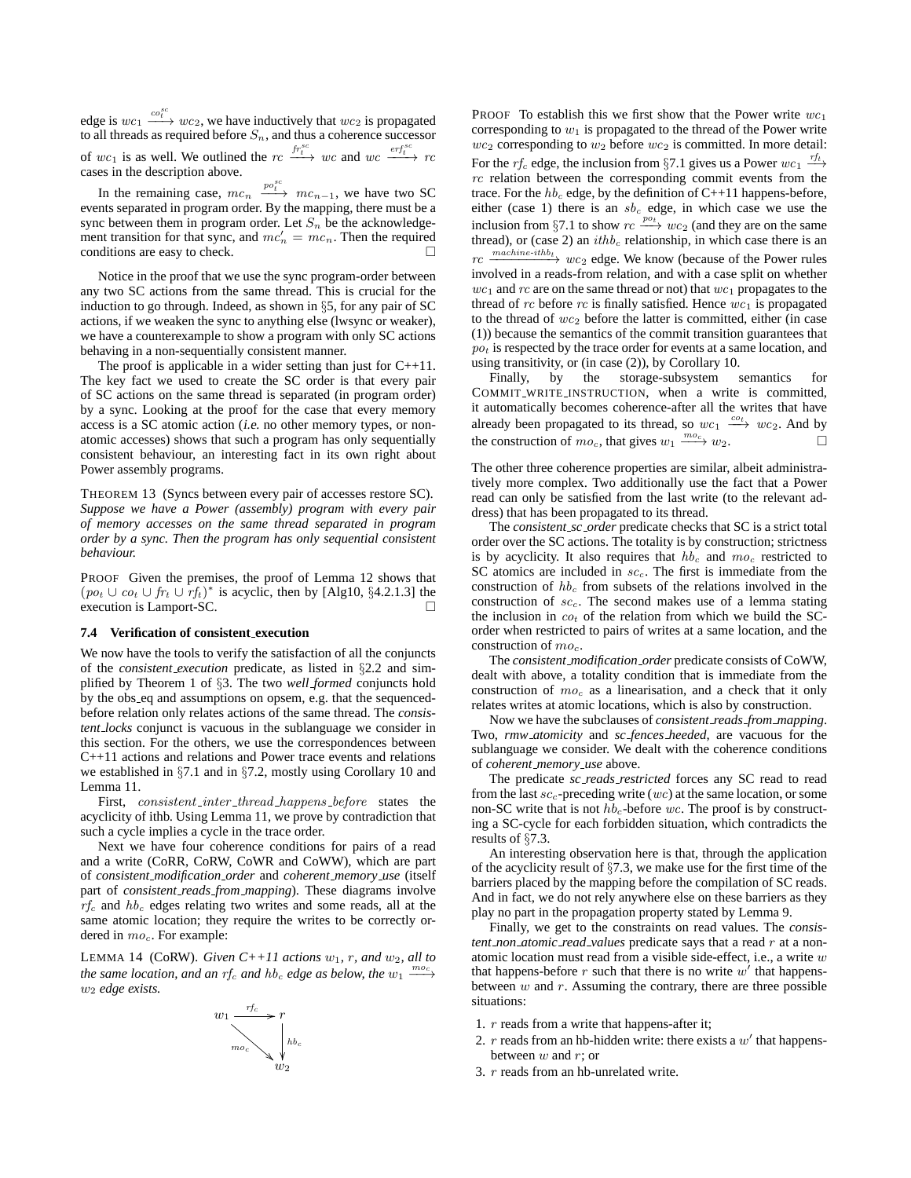edge is $wc_1 \xrightarrow{co_t^{sc}} wc_2$, we have inductively that $wc_2$ is propagated to all threads as required before $S_n$, and thus a coherence successor of $wc_1$ is as well. We outlined the $rc \xrightarrow{fr_t^{sc}} wc$ and $wc \xrightarrow{erf_t^{sc}} rc$ cases in the description above.

In the remaining case, $mc_n \xrightarrow{po_t^{sc}} mc_{n-1}$, we have two SC events separated in program order. By the mapping, there must be a sync between them in program order. Let $S_n$ be the acknowledgement transition for that sync, and $mc'_n = mc_n$. Then the required conditions are easy to check. □

Notice in the proof that we use the sync program-order between any two SC actions from the same thread. This is crucial for the induction to go through. Indeed, as shown in §5, for any pair of SC actions, if we weaken the sync to anything else (lwsync or weaker), we have a counterexample to show a program with only SC actions behaving in a non-sequentially consistent manner.

The proof is applicable in a wider setting than just for C++11. The key fact we used to create the SC order is that every pair of SC actions on the same thread is separated (in program order) by a sync. Looking at the proof for the case that every memory access is a SC atomic action (*i.e.* no other memory types, or non-atomic accesses) shows that such a program has only sequentially consistent behaviour, an interesting fact in its own right about Power assembly programs.

THEOREM 13 (Syncs between every pair of accesses restore SC). *Suppose we have a Power (assembly) program with every pair of memory accesses on the same thread separated in program order by a sync. Then the program has only sequential consistent behaviour.*

PROOF Given the premises, the proof of Lemma 12 shows that $(po_t \cup co_t \cup fr_t \cup rf_t)^*$ is acyclic, then by [Alg10, §4.2.1.3] the execution is Lamport-SC. □

### 7.4 Verification of consistent_execution

We now have the tools to verify the satisfaction of all the conjuncts of the *consistent_execution* predicate, as listed in §2.2 and simplified by Theorem 1 of §3. The two *well_formed* conjuncts hold by the obs_eq and assumptions on opsem, e.g. that the sequenced-before relation only relates actions of the same thread. The *consistent_locks* conjunct is vacuous in the sublanguage we consider in this section. For the others, we use the correspondences between C++11 actions and relations and Power trace events and relations we established in §7.1 and in §7.2, mostly using Corollary 10 and Lemma 11.

First, *consistent_inter_thread_happens_before* states the acyclicity of ithb. Using Lemma 11, we prove by contradiction that such a cycle implies a cycle in the trace order.

Next we have four coherence conditions for pairs of a read and a write (CoRR, CoRW, CoWR and CoWW), which are part of *consistent_modification_order* and *coherent_memory_use* (itself part of *consistent_reads_from_mapping*). These diagrams involve $rf_c$ and $hb_c$ edges relating two writes and some reads, all at the same atomic location; they require the writes to be correctly ordered in $mo_c$. For example:

LEMMA 14 (CoRW). *Given C++11 actions $w_1$, $r$, and $w_2$, all to the same location, and an $rf_c$ and $hb_c$ edge as below, the $w_1 \xrightarrow{mo_c} w_2$ edge exists.*

$$
\begin{array}{ccc}
w_1 & \xrightarrow{rf_c} & r \\
 & \searrow^{mo_c} & \downarrow{\scriptstyle hb_c} \\
 & & w_2
\end{array}
$$

PROOF To establish this we first show that the Power write $wc_1$ corresponding to $w_1$ is propagated to the thread of the Power write $wc_2$ corresponding to $w_2$ before $wc_2$ is committed. In more detail: For the $rf_c$ edge, the inclusion from §7.1 gives us a Power $wc_1 \xrightarrow{rf_t} rc$ relation between the corresponding commit events from the trace. For the $hb_c$ edge, by the definition of C++11 happens-before, either (case 1) there is an $sb_c$ edge, in which case we use the inclusion from §7.1 to show $rc \xrightarrow{po_t} wc_2$ (and they are on the same thread), or (case 2) an $ithb_c$ relationship, in which case there is an $rc \xrightarrow{machine\text{-}ithb_t} wc_2$ edge. We know (because of the Power rules involved in a reads-from relation, and with a case split on whether $wc_1$ and $rc$ are on the same thread or not) that $wc_1$ propagates to the thread of $rc$ before $rc$ is finally satisfied. Hence $wc_1$ is propagated to the thread of $wc_2$ before the latter is committed, either (in case (1)) because the semantics of the commit transition guarantees that $po_t$ is respected by the trace order for events at a same location, and using transitivity, or (in case (2)), by Corollary 10.

Finally, by the storage-subsystem semantics for COMMIT_WRITE_INSTRUCTION, when a write is committed, it automatically becomes coherence-after all the writes that have already been propagated to its thread, so $wc_1 \xrightarrow{co_t} wc_2$. And by the construction of $mo_c$, that gives $w_1 \xrightarrow{mo_c} w_2$. □

The other three coherence properties are similar, albeit administratively more complex. Two additionally use the fact that a Power read can only be satisfied from the last write (to the relevant address) that has been propagated to its thread.

The *consistent_sc_order* predicate checks that SC is a strict total order over the SC actions. The totality is by construction; strictness is by acyclicity. It also requires that $hb_c$ and $mo_c$ restricted to SC atomics are included in $sc_c$. The first is immediate from the construction of $hb_c$ from subsets of the relations involved in the construction of $sc_c$. The second makes use of a lemma stating the inclusion in $co_t$ of the relation from which we build the SC-order when restricted to pairs of writes at a same location, and the construction of $mo_c$.

The *consistent_modification_order* predicate consists of CoWW, dealt with above, a totality condition that is immediate from the construction of $mo_c$ as a linearisation, and a check that it only relates writes at atomic locations, which is also by construction.

Now we have the subclauses of *consistent_reads_from_mapping*. Two, *rmw_atomicity* and *sc_fences_heeded*, are vacuous for the sublanguage we consider. We dealt with the coherence conditions of *coherent_memory_use* above.

The predicate *sc_reads_restricted* forces any SC read to read from the last $sc_c$-preceding write ($wc$) at the same location, or some non-SC write that is not $hb_c$-before $wc$. The proof is by constructing a SC-cycle for each forbidden situation, which contradicts the results of §7.3.

An interesting observation here is that, through the application of the acyclicity result of §7.3, we make use for the first time of the barriers placed by the mapping before the compilation of SC reads. And in fact, we do not rely anywhere else on these barriers as they play no part in the propagation property stated by Lemma 9.

Finally, we get to the constraints on read values. The *consistent_non_atomic_read_values* predicate says that a read $r$ at a non-atomic location must read from a visible side-effect, i.e., a write $w$ that happens-before $r$ such that there is no write $w'$ that happens-between $w$ and $r$. Assuming the contrary, there are three possible situations:

1. $r$ reads from a write that happens-after it;
2. $r$ reads from an hb-hidden write: there exists a $w'$ that happens-between $w$ and $r$; or
3. $r$ reads from an hb-unrelated write.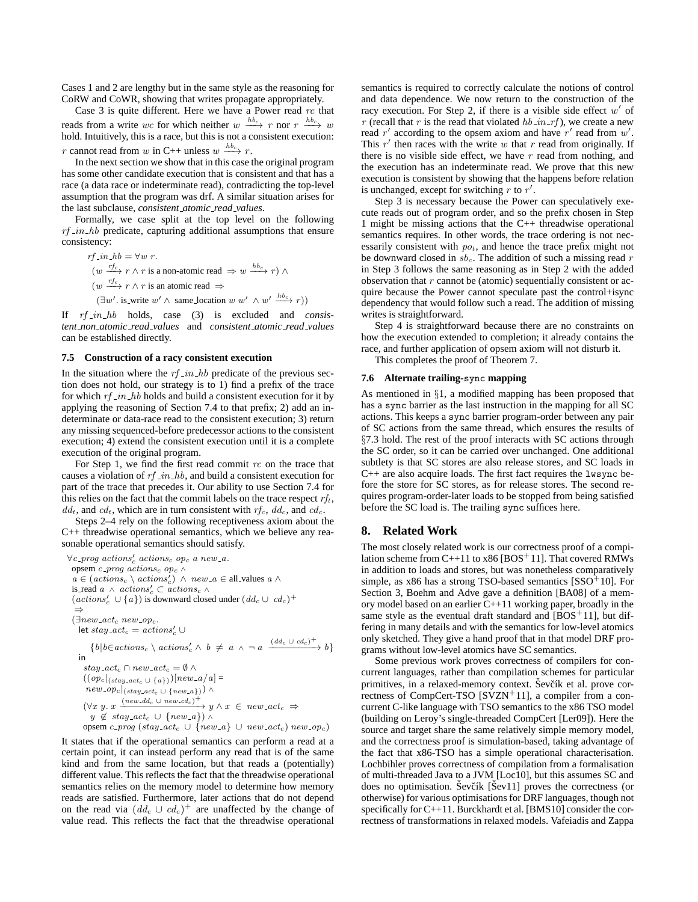Cases 1 and 2 are lengthy but in the same style as the reasoning for CoRW and CoWR, showing that writes propagate appropriately.

Case 3 is quite different. Here we have a Power read $rc$ that reads from a write $wc$ for which neither $w \xrightarrow{hb_c} r$ nor $r \xrightarrow{hb_c} w$ hold. Intuitively, this is a race, but this is not a consistent execution: $r$ cannot read from $w$ in C++ unless $w \xrightarrow{hb_c} r$.

In the next section we show that in this case the original program has some other candidate execution that is consistent and that has a race (a data race or indeterminate read), contradicting the top-level assumption that the program was drf. A similar situation arises for the last subclause, *consistent_atomic_read_values*.

Formally, we case split at the top level on the following $rf\_in\_hb$ predicate, capturing additional assumptions that ensure consistency:

$$
\begin{array}{l}
rf\_in\_hb = \forall w\ r. \\
\quad (w \xrightarrow{rf_c} r \wedge r \text{ is a non-atomic read } \Rightarrow w \xrightarrow{hb_c} r) \wedge \\
\quad (w \xrightarrow{rf_c} r \wedge r \text{ is an atomic read } \Rightarrow \\
\qquad (\exists w'.\ \text{is\_write } w' \wedge \text{ same\_location } w\ w' \wedge w' \xrightarrow{hb_c} r))
\end{array}
$$

If $rf\_in\_hb$ holds, case (3) is excluded and *consistent_non_atomic_read_values* and *consistent_atomic_read_values* can be established directly.

### 7.5 Construction of a racy consistent execution

In the situation where the $rf\_in\_hb$ predicate of the previous section does not hold, our strategy is to 1) find a prefix of the trace for which $rf\_in\_hb$ holds and build a consistent execution for it by applying the reasoning of Section 7.4 to that prefix; 2) add an indeterminate or data-race read to the consistent execution; 3) return any missing sequenced-before predecessor actions to the consistent execution; 4) extend the consistent execution until it is a complete execution of the original program.

For Step 1, we find the first read commit $rc$ on the trace that causes a violation of $rf\_in\_hb$, and build a consistent execution for part of the trace that precedes it. Our ability to use Section 7.4 for this relies on the fact that the commit labels on the trace respect $rf_t$, $dd_t$, and $cd_t$, which are in turn consistent with $rf_c$, $dd_c$, and $cd_c$.

Steps 2–4 rely on the following receptiveness axiom about the C++ threadwise operational semantics, which we believe any reasonable operational semantics should satisfy.

$$
\begin{array}{l}
\forall c\_prog\ actions'_c\ actions_c\ op_c\ a\ new\_a. \\
\quad \text{opsem } c\_prog\ actions_c\ op_c \wedge \\
\quad a \in (actions_c \setminus actions'_c) \wedge new\_a \in \text{all\_values } a \wedge \\
\quad \text{is\_read } a \wedge actions'_c \subset actions_c \wedge \\
\quad (actions'_c \cup \{a\}) \text{ is downward closed under } (dd_c \cup cd_c)^+ \\
\quad \Rightarrow \\
\quad (\exists new\_act_c\ new\_op_c. \\
\qquad \text{let } stay\_act_c = actions'_c \cup \\
\qquad\quad \{b | b \in actions_c \setminus actions'_c \wedge b \neq a \wedge \neg\, a \xrightarrow{(dd_c \cup cd_c)^+} b\} \\
\qquad \text{in} \\
\qquad stay\_act_c \cap new\_act_c = \emptyset \wedge \\
\qquad ((op_c|_{(stay\_act_c \cup \{a\})})[new\_a/a] = \\
\qquad new\_op_c|_{(stay\_act_c \cup \{new\_a\})}) \wedge \\
\qquad (\forall x\ y.\ x \xrightarrow{(new\_dd_c \cup new\_cd_c)^+} y \wedge x \in new\_act_c \Rightarrow \\
\qquad\quad y \notin stay\_act_c \cup \{new\_a\}) \wedge \\
\qquad \text{opsem } c\_prog\ (stay\_act_c \cup \{new\_a\} \cup new\_act_c)\ new\_op_c)
\end{array}
$$

It states that if the operational semantics can perform a read at a certain point, it can instead perform any read that is of the same kind and from the same location, but that reads a (potentially) different value. This reflects the fact that the threadwise operational semantics relies on the memory model to determine how memory reads are satisfied. Furthermore, later actions that do not depend on the read via $(dd_c \cup cd_c)^+$ are unaffected by the change of value read. This reflects the fact that the threadwise operational semantics is required to correctly calculate the notions of control and data dependence. We now return to the construction of the racy execution. For Step 2, if there is a visible side effect $w'$ of $r$ (recall that $r$ is the read that violated $hb\_in\_rf$), we create a new read $r'$ according to the opsem axiom and have $r'$ read from $w'$. This $r'$ then races with the write $w$ that $r$ read from originally. If there is no visible side effect, we have $r$ read from nothing, and the execution has an indeterminate read. We prove that this new execution is consistent by showing that the happens before relation is unchanged, except for switching $r$ to $r'$.

Step 3 is necessary because the Power can speculatively execute reads out of program order, and so the prefix chosen in Step 1 might be missing actions that the C++ threadwise operational semantics requires. In other words, the trace ordering is not necessarily consistent with $po_t$, and hence the trace prefix might not be downward closed in $sb_c$. The addition of such a missing read $r$ in Step 3 follows the same reasoning as in Step 2 with the added observation that $r$ cannot be (atomic) sequentially consistent or acquire because the Power cannot speculate past the control+isync dependency that would follow such a read. The addition of missing writes is straightforward.

Step 4 is straightforward because there are no constraints on how the execution extended to completion; it already contains the race, and further application of opsem axiom will not disturb it.

This completes the proof of Theorem 7.

### 7.6 Alternate trailing-sync mapping

As mentioned in §1, a modified mapping has been proposed that has a sync barrier as the last instruction in the mapping for all SC actions. This keeps a sync barrier program-order between any pair of SC actions from the same thread, which ensures the results of §7.3 hold. The rest of the proof interacts with SC actions through the SC order, so it can be carried over unchanged. One additional subtlety is that SC stores are also release stores, and SC loads in C++ are also acquire loads. The first fact requires the lwsync before the store for SC stores, as for release stores. The second requires program-order-later loads to be stopped from being satisfied before the SC load is. The trailing sync suffices here.

## 8. Related Work

The most closely related work is our correctness proof of a compilation scheme from C++11 to x86 [BOS+11]. That covered RMWs in addition to loads and stores, but was nonetheless comparatively simple, as x86 has a strong TSO-based semantics [SSO+10]. For Section 3, Boehm and Adve gave a definition [BA08] of a memory model based on an earlier C++11 working paper, broadly in the same style as the eventual draft standard and [BOS+11], but differing in many details and with the semantics for low-level atomics only sketched. They give a hand proof that in that model DRF programs without low-level atomics have SC semantics.

Some previous work proves correctness of compilers for concurrent languages, rather than compilation schemes for particular primitives, in a relaxed-memory context. Ševčík et al. prove correctness of CompCert-TSO [SVZN+11], a compiler from a concurrent C-like language with TSO semantics to the x86 TSO model (building on Leroy's single-threaded CompCert [Ler09]). Here the source and target share the same relatively simple memory model, and the correctness proof is simulation-based, taking advantage of the fact that x86-TSO has a simple operational characterisation. Lochbihler proves correctness of compilation from a formalisation of multi-threaded Java to a JVM [Loc10], but this assumes SC and does no optimisation. Ševčík [Šev11] proves the correctness (or otherwise) for various optimisations for DRF languages, though not specifically for C++11. Burckhardt et al. [BMS10] consider the correctness of transformations in relaxed models. Vafeiadis and Zappa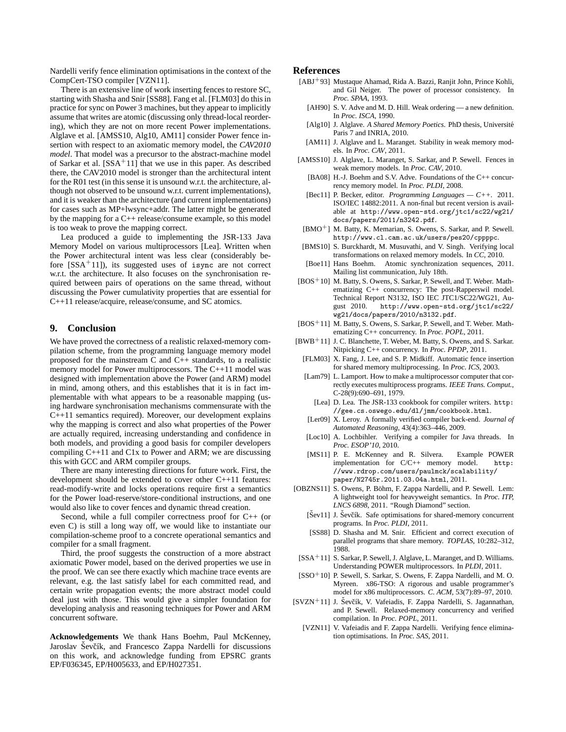Nardelli verify fence elimination optimisations in the context of the CompCert-TSO compiler [VZN11].

There is an extensive line of work inserting fences to restore SC, starting with Shasha and Snir [SS88]. Fang et al. [FLM03] do this in practice for sync on Power 3 machines, but they appear to implicitly assume that writes are atomic (discussing only thread-local reorderings), which they are not on more recent Power implementations. Alglave et al. [AMSS10, Alg10, AM11] consider Power fence insertion with respect to an axiomatic memory model, the *CAV2010 model*. That model was a precursor to the abstract-machine model of Sarkar et al. [SSA+11] that we use in this paper. As described there, the CAV2010 model is stronger than the architectural intent for the R01 test (in this sense it is unsound w.r.t. the architecture, although not observed to be unsound w.r.t. current implementations), and it is weaker than the architecture (and current implementations) for cases such as MP+lwsync+addr. The latter might be generated by the mapping for a C++ release/consume example, so this model is too weak to prove the mapping correct.

Lea produced a guide to implementing the JSR-133 Java Memory Model on various multiprocessors [Lea]. Written when the Power architectural intent was less clear (considerably before [SSA+11]), its suggested uses of `isync` are not correct w.r.t. the architecture. It also focuses on the synchronisation required between pairs of operations on the same thread, without discussing the Power cumulativity properties that are essential for C++11 release/acquire, release/consume, and SC atomics.

## 9. Conclusion

We have proved the correctness of a realistic relaxed-memory compilation scheme, from the programming language memory model proposed for the mainstream C and C++ standards, to a realistic memory model for Power multiprocessors. The C++11 model was designed with implementation above the Power (and ARM) model in mind, among others, and this establishes that it is in fact implementable with what appears to be a reasonable mapping (using hardware synchronisation mechanisms commensurate with the C++11 semantics required). Moreover, our development explains why the mapping is correct and also what properties of the Power are actually required, increasing understanding and confidence in both models, and providing a good basis for compiler developers compiling C++11 and C1x to Power and ARM; we are discussing this with GCC and ARM compiler groups.

There are many interesting directions for future work. First, the development should be extended to cover other C++11 features: read-modify-write and locks operations require first a semantics for the Power load-reserve/store-conditional instructions, and one would also like to cover fences and dynamic thread creation.

Second, while a full compiler correctness proof for C++ (or even C) is still a long way off, we would like to instantiate our compilation-scheme proof to a concrete operational semantics and compiler for a small fragment.

Third, the proof suggests the construction of a more abstract axiomatic Power model, based on the derived properties we use in the proof. We can see there exactly which machine trace events are relevant, e.g. the last satisfy label for each committed read, and certain write propagation events; the more abstract model could deal just with those. This would give a simpler foundation for developing analysis and reasoning techniques for Power and ARM concurrent software.

**Acknowledgements** We thank Hans Boehm, Paul McKenney, Jaroslav Ševčík, and Francesco Zappa Nardelli for discussions on this work, and acknowledge funding from EPSRC grants EP/F036345, EP/H005633, and EP/H027351.

## References

[ABJ+93] Mustaque Ahamad, Rida A. Bazzi, Ranjit John, Prince Kohli, and Gil Neiger. The power of processor consistency. In *Proc. SPAA*, 1993.

[AH90] S. V. Adve and M. D. Hill. Weak ordering — a new definition. In *Proc. ISCA*, 1990.

[Alg10] J. Alglave. *A Shared Memory Poetics*. PhD thesis, Université Paris 7 and INRIA, 2010.

[AM11] J. Alglave and L. Maranget. Stability in weak memory models. In *Proc. CAV*, 2011.

[AMSS10] J. Alglave, L. Maranget, S. Sarkar, and P. Sewell. Fences in weak memory models. In *Proc. CAV*, 2010.

[BA08] H.-J. Boehm and S.V. Adve. Foundations of the C++ concurrency memory model. In *Proc. PLDI*, 2008.

[Bec11] P. Becker, editor. *Programming Languages — C++*. 2011. ISO/IEC 14882:2011. A non-final but recent version is available at `http://www.open-std.org/jtc1/sc22/wg21/docs/papers/2011/n3242.pdf`.

[BMO+] M. Batty, K. Memarian, S. Owens, S. Sarkar, and P. Sewell. `http://www.cl.cam.ac.uk/users/pes20/cppppc`.

[BMS10] S. Burckhardt, M. Musuvathi, and V. Singh. Verifying local transformations on relaxed memory models. In *CC*, 2010.

[Boe11] Hans Boehm. Atomic synchronization sequences, 2011. Mailing list communication, July 18th.

[BOS+10] M. Batty, S. Owens, S. Sarkar, P. Sewell, and T. Weber. Mathematizing C++ concurrency: The post-Rapperswil model. Technical Report N3132, ISO IEC JTC1/SC22/WG21, August 2010. `http://www.open-std.org/jtc1/sc22/wg21/docs/papers/2010/n3132.pdf`.

[BOS+11] M. Batty, S. Owens, S. Sarkar, P. Sewell, and T. Weber. Mathematizing C++ concurrency. In *Proc. POPL*, 2011.

[BWB+11] J. C. Blanchette, T. Weber, M. Batty, S. Owens, and S. Sarkar. Nitpicking C++ concurrency. In *Proc. PPDP*, 2011.

[FLM03] X. Fang, J. Lee, and S. P. Midkiff. Automatic fence insertion for shared memory multiprocessing. In *Proc. ICS*, 2003.

[Lam79] L. Lamport. How to make a multiprocessor computer that correctly executes multiprocess programs. *IEEE Trans. Comput.*, C-28(9):690–691, 1979.

[Lea] D. Lea. The JSR-133 cookbook for compiler writers. `http://gee.cs.oswego.edu/dl/jmm/cookbook.html`.

[Ler09] X. Leroy. A formally verified compiler back-end. *Journal of Automated Reasoning*, 43(4):363–446, 2009.

[Loc10] A. Lochbihler. Verifying a compiler for Java threads. In *Proc. ESOP'10*, 2010.

[MS11] P. E. McKenney and R. Silvera. Example POWER implementation for C/C++ memory model. `http://www.rdrop.com/users/paulmck/scalability/paper/N2745r.2011.03.04a.html`, 2011.

[OBZNS11] S. Owens, P. Böhm, F. Zappa Nardelli, and P. Sewell. Lem: A lightweight tool for heavyweight semantics. In *Proc. ITP, LNCS 6898*, 2011. "Rough Diamond" section.

[Šev11] J. Ševčík. Safe optimisations for shared-memory concurrent programs. In *Proc. PLDI*, 2011.

[SS88] D. Shasha and M. Snir. Efficient and correct execution of parallel programs that share memory. *TOPLAS*, 10:282–312, 1988.

[SSA+11] S. Sarkar, P. Sewell, J. Alglave, L. Maranget, and D. Williams. Understanding POWER multiprocessors. In *PLDI*, 2011.

[SSO+10] P. Sewell, S. Sarkar, S. Owens, F. Zappa Nardelli, and M. O. Myreen. x86-TSO: A rigorous and usable programmer's model for x86 multiprocessors. *C. ACM*, 53(7):89–97, 2010.

[SVZN+11] J. Ševčík, V. Vafeiadis, F. Zappa Nardelli, S. Jagannathan, and P. Sewell. Relaxed-memory concurrency and verified compilation. In *Proc. POPL*, 2011.

[VZN11] V. Vafeiadis and F. Zappa Nardelli. Verifying fence elimination optimisations. In *Proc. SAS*, 2011.